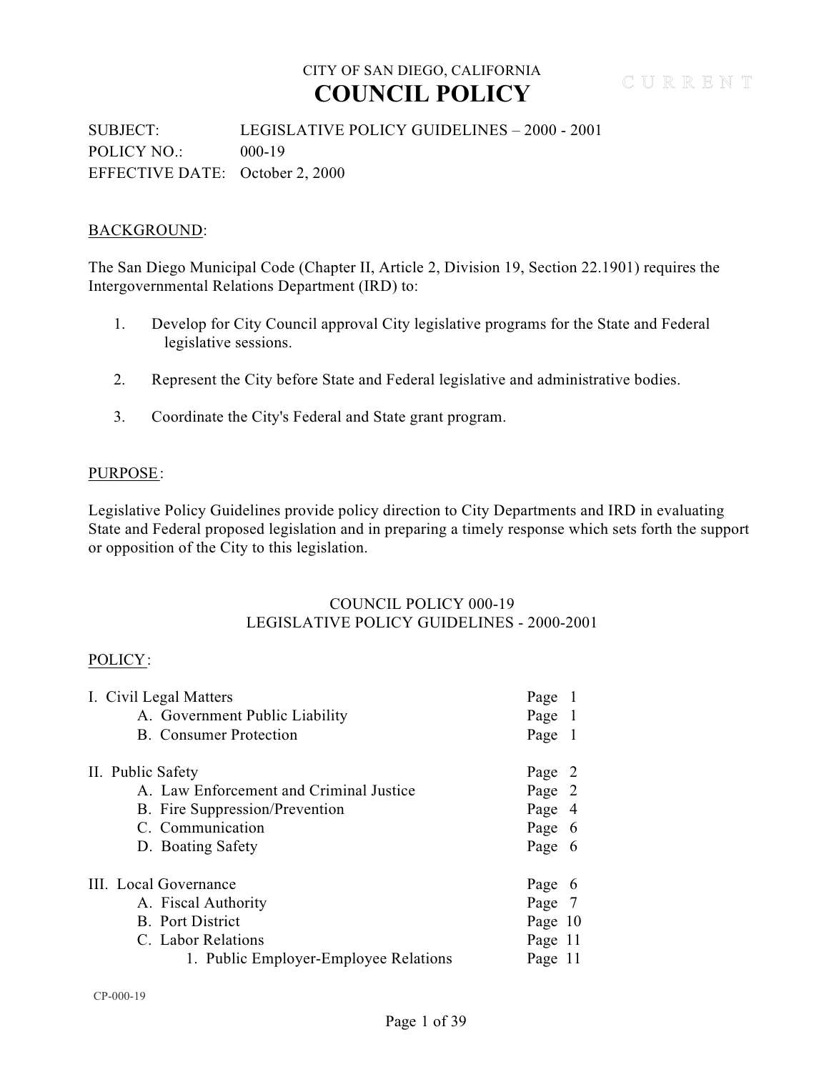CITY OF SAN DIEGO, CALIFORNIA

# COUNCIL POLICY

C U R R E N T

SUBJECT: LEGISLATIVE POLICY GUIDELINES – 2000 - 2001
POLICY NO.: 000-19
EFFECTIVE DATE: October 2, 2000

## BACKGROUND:

The San Diego Municipal Code (Chapter II, Article 2, Division 19, Section 22.1901) requires the Intergovernmental Relations Department (IRD) to:

1. Develop for City Council approval City legislative programs for the State and Federal legislative sessions.

2. Represent the City before State and Federal legislative and administrative bodies.

3. Coordinate the City's Federal and State grant program.

## PURPOSE:

Legislative Policy Guidelines provide policy direction to City Departments and IRD in evaluating State and Federal proposed legislation and in preparing a timely response which sets forth the support or opposition of the City to this legislation.

COUNCIL POLICY 000-19
LEGISLATIVE POLICY GUIDELINES - 2000-2001

## POLICY:

| | |
|---|---|
| I. Civil Legal Matters | Page 1 |
| A. Government Public Liability | Page 1 |
| B. Consumer Protection | Page 1 |
| | |
| II. Public Safety | Page 2 |
| A. Law Enforcement and Criminal Justice | Page 2 |
| B. Fire Suppression/Prevention | Page 4 |
| C. Communication | Page 6 |
| D. Boating Safety | Page 6 |
| | |
| III. Local Governance | Page 6 |
| A. Fiscal Authority | Page 7 |
| B. Port District | Page 10 |
| C. Labor Relations | Page 11 |
| 1. Public Employer-Employee Relations | Page 11 |

CP-000-19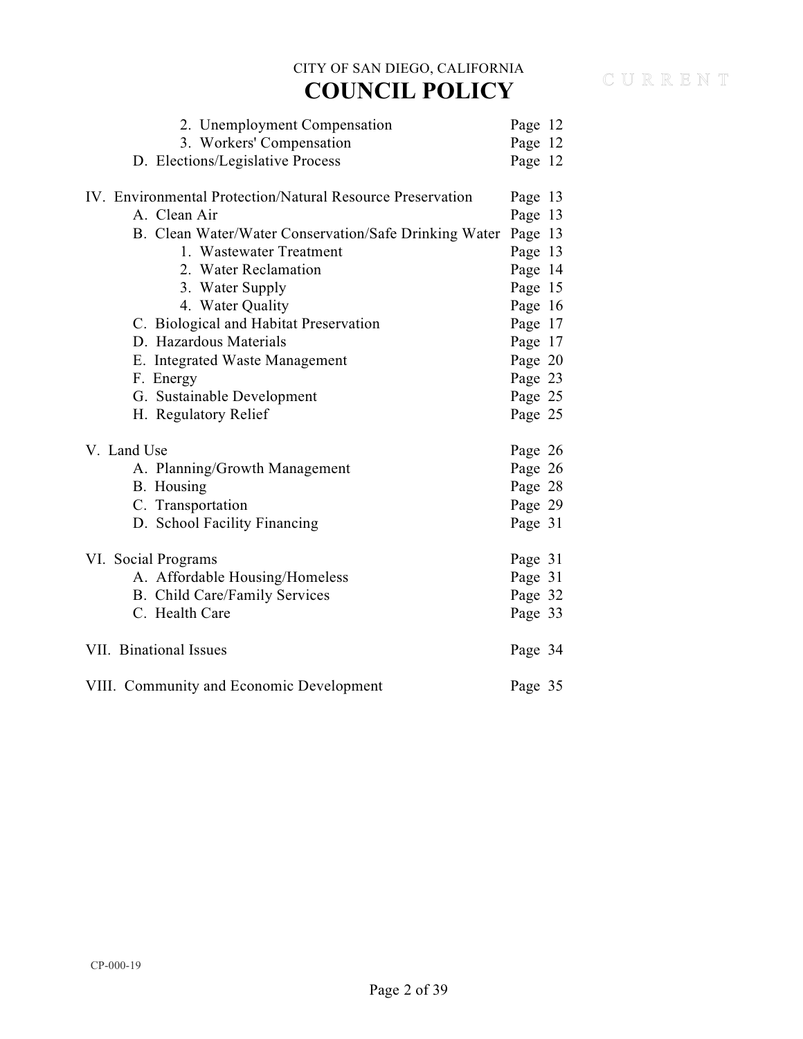| | |
|---|---|
| 2. Unemployment Compensation | Page 12 |
| 3. Workers' Compensation | Page 12 |
| D. Elections/Legislative Process | Page 12 |
| | |
| IV. Environmental Protection/Natural Resource Preservation | Page 13 |
| A. Clean Air | Page 13 |
| B. Clean Water/Water Conservation/Safe Drinking Water | Page 13 |
| 1. Wastewater Treatment | Page 13 |
| 2. Water Reclamation | Page 14 |
| 3. Water Supply | Page 15 |
| 4. Water Quality | Page 16 |
| C. Biological and Habitat Preservation | Page 17 |
| D. Hazardous Materials | Page 17 |
| E. Integrated Waste Management | Page 20 |
| F. Energy | Page 23 |
| G. Sustainable Development | Page 25 |
| H. Regulatory Relief | Page 25 |
| | |
| V. Land Use | Page 26 |
| A. Planning/Growth Management | Page 26 |
| B. Housing | Page 28 |
| C. Transportation | Page 29 |
| D. School Facility Financing | Page 31 |
| | |
| VI. Social Programs | Page 31 |
| A. Affordable Housing/Homeless | Page 31 |
| B. Child Care/Family Services | Page 32 |
| C. Health Care | Page 33 |
| | |
| VII. Binational Issues | Page 34 |
| | |
| VIII. Community and Economic Development | Page 35 |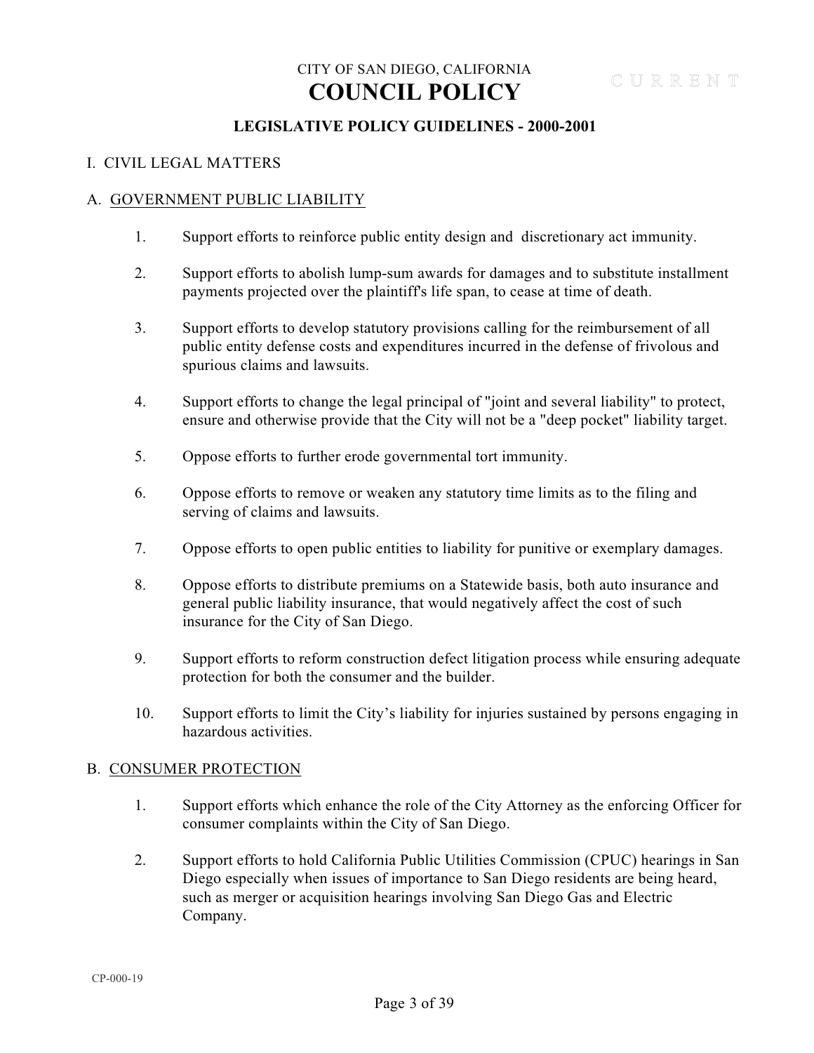CITY OF SAN DIEGO, CALIFORNIA

# COUNCIL POLICY

C U R R E N T

## LEGISLATIVE POLICY GUIDELINES - 2000-2001

I. CIVIL LEGAL MATTERS

A. GOVERNMENT PUBLIC LIABILITY

1. Support efforts to reinforce public entity design and discretionary act immunity.

2. Support efforts to abolish lump-sum awards for damages and to substitute installment payments projected over the plaintiff's life span, to cease at time of death.

3. Support efforts to develop statutory provisions calling for the reimbursement of all public entity defense costs and expenditures incurred in the defense of frivolous and spurious claims and lawsuits.

4. Support efforts to change the legal principal of "joint and several liability" to protect, ensure and otherwise provide that the City will not be a "deep pocket" liability target.

5. Oppose efforts to further erode governmental tort immunity.

6. Oppose efforts to remove or weaken any statutory time limits as to the filing and serving of claims and lawsuits.

7. Oppose efforts to open public entities to liability for punitive or exemplary damages.

8. Oppose efforts to distribute premiums on a Statewide basis, both auto insurance and general public liability insurance, that would negatively affect the cost of such insurance for the City of San Diego.

9. Support efforts to reform construction defect litigation process while ensuring adequate protection for both the consumer and the builder.

10. Support efforts to limit the City's liability for injuries sustained by persons engaging in hazardous activities.

B. CONSUMER PROTECTION

1. Support efforts which enhance the role of the City Attorney as the enforcing Officer for consumer complaints within the City of San Diego.

2. Support efforts to hold California Public Utilities Commission (CPUC) hearings in San Diego especially when issues of importance to San Diego residents are being heard, such as merger or acquisition hearings involving San Diego Gas and Electric Company.

CP-000-19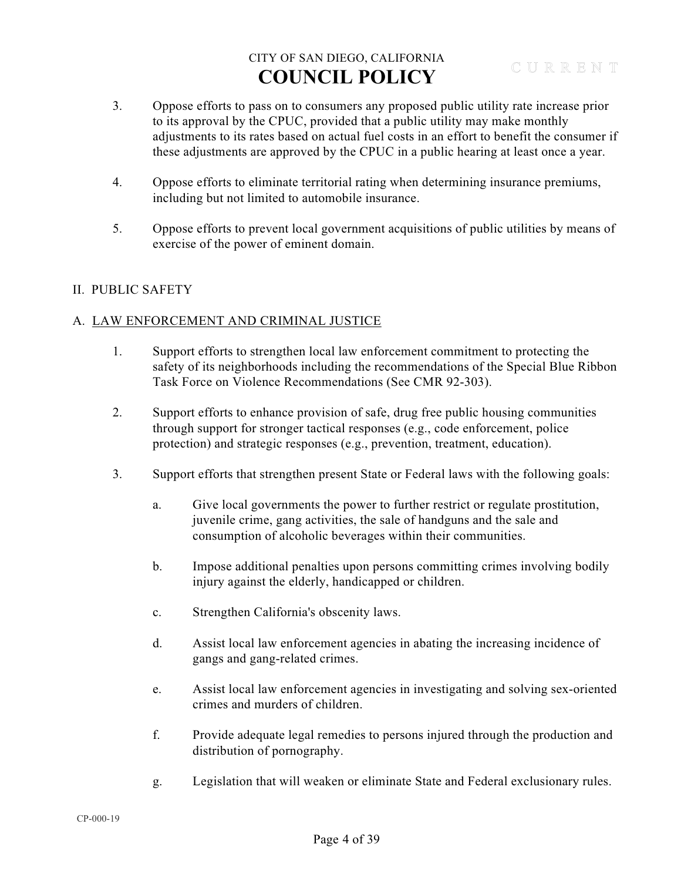3. Oppose efforts to pass on to consumers any proposed public utility rate increase prior to its approval by the CPUC, provided that a public utility may make monthly adjustments to its rates based on actual fuel costs in an effort to benefit the consumer if these adjustments are approved by the CPUC in a public hearing at least once a year.

4. Oppose efforts to eliminate territorial rating when determining insurance premiums, including but not limited to automobile insurance.

5. Oppose efforts to prevent local government acquisitions of public utilities by means of exercise of the power of eminent domain.

## II. PUBLIC SAFETY

### A. <u>LAW ENFORCEMENT AND CRIMINAL JUSTICE</u>

1. Support efforts to strengthen local law enforcement commitment to protecting the safety of its neighborhoods including the recommendations of the Special Blue Ribbon Task Force on Violence Recommendations (See CMR 92-303).

2. Support efforts to enhance provision of safe, drug free public housing communities through support for stronger tactical responses (e.g., code enforcement, police protection) and strategic responses (e.g., prevention, treatment, education).

3. Support efforts that strengthen present State or Federal laws with the following goals:

   a. Give local governments the power to further restrict or regulate prostitution, juvenile crime, gang activities, the sale of handguns and the sale and consumption of alcoholic beverages within their communities.

   b. Impose additional penalties upon persons committing crimes involving bodily injury against the elderly, handicapped or children.

   c. Strengthen California's obscenity laws.

   d. Assist local law enforcement agencies in abating the increasing incidence of gangs and gang-related crimes.

   e. Assist local law enforcement agencies in investigating and solving sex-oriented crimes and murders of children.

   f. Provide adequate legal remedies to persons injured through the production and distribution of pornography.

   g. Legislation that will weaken or eliminate State and Federal exclusionary rules.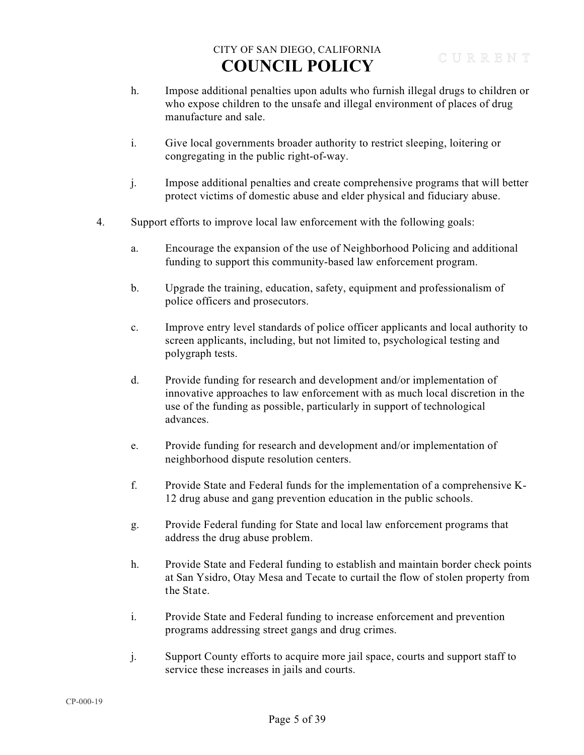h. Impose additional penalties upon adults who furnish illegal drugs to children or who expose children to the unsafe and illegal environment of places of drug manufacture and sale.

i. Give local governments broader authority to restrict sleeping, loitering or congregating in the public right-of-way.

j. Impose additional penalties and create comprehensive programs that will better protect victims of domestic abuse and elder physical and fiduciary abuse.

4. Support efforts to improve local law enforcement with the following goals:

   a. Encourage the expansion of the use of Neighborhood Policing and additional funding to support this community-based law enforcement program.

   b. Upgrade the training, education, safety, equipment and professionalism of police officers and prosecutors.

   c. Improve entry level standards of police officer applicants and local authority to screen applicants, including, but not limited to, psychological testing and polygraph tests.

   d. Provide funding for research and development and/or implementation of innovative approaches to law enforcement with as much local discretion in the use of the funding as possible, particularly in support of technological advances.

   e. Provide funding for research and development and/or implementation of neighborhood dispute resolution centers.

   f. Provide State and Federal funds for the implementation of a comprehensive K-12 drug abuse and gang prevention education in the public schools.

   g. Provide Federal funding for State and local law enforcement programs that address the drug abuse problem.

   h. Provide State and Federal funding to establish and maintain border check points at San Ysidro, Otay Mesa and Tecate to curtail the flow of stolen property from the State.

   i. Provide State and Federal funding to increase enforcement and prevention programs addressing street gangs and drug crimes.

   j. Support County efforts to acquire more jail space, courts and support staff to service these increases in jails and courts.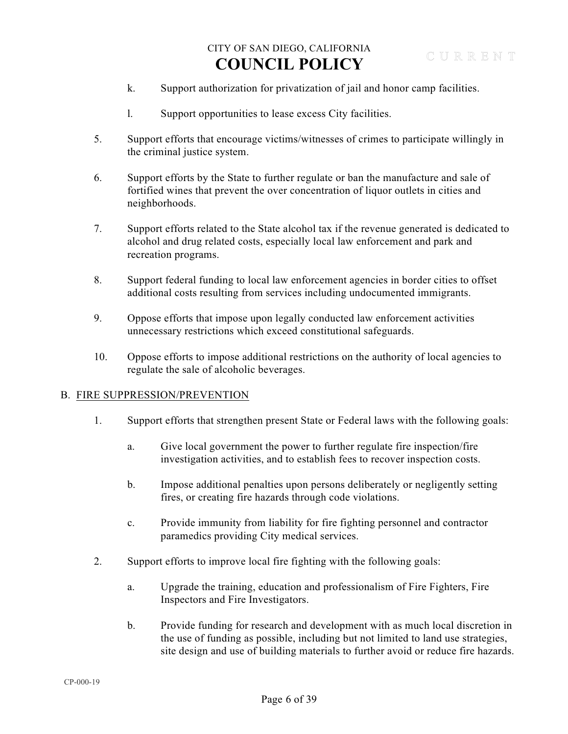k. Support authorization for privatization of jail and honor camp facilities.

l. Support opportunities to lease excess City facilities.

5. Support efforts that encourage victims/witnesses of crimes to participate willingly in the criminal justice system.

6. Support efforts by the State to further regulate or ban the manufacture and sale of fortified wines that prevent the over concentration of liquor outlets in cities and neighborhoods.

7. Support efforts related to the State alcohol tax if the revenue generated is dedicated to alcohol and drug related costs, especially local law enforcement and park and recreation programs.

8. Support federal funding to local law enforcement agencies in border cities to offset additional costs resulting from services including undocumented immigrants.

9. Oppose efforts that impose upon legally conducted law enforcement activities unnecessary restrictions which exceed constitutional safeguards.

10. Oppose efforts to impose additional restrictions on the authority of local agencies to regulate the sale of alcoholic beverages.

B. FIRE SUPPRESSION/PREVENTION

1. Support efforts that strengthen present State or Federal laws with the following goals:

   a. Give local government the power to further regulate fire inspection/fire investigation activities, and to establish fees to recover inspection costs.

   b. Impose additional penalties upon persons deliberately or negligently setting fires, or creating fire hazards through code violations.

   c. Provide immunity from liability for fire fighting personnel and contractor paramedics providing City medical services.

2. Support efforts to improve local fire fighting with the following goals:

   a. Upgrade the training, education and professionalism of Fire Fighters, Fire Inspectors and Fire Investigators.

   b. Provide funding for research and development with as much local discretion in the use of funding as possible, including but not limited to land use strategies, site design and use of building materials to further avoid or reduce fire hazards.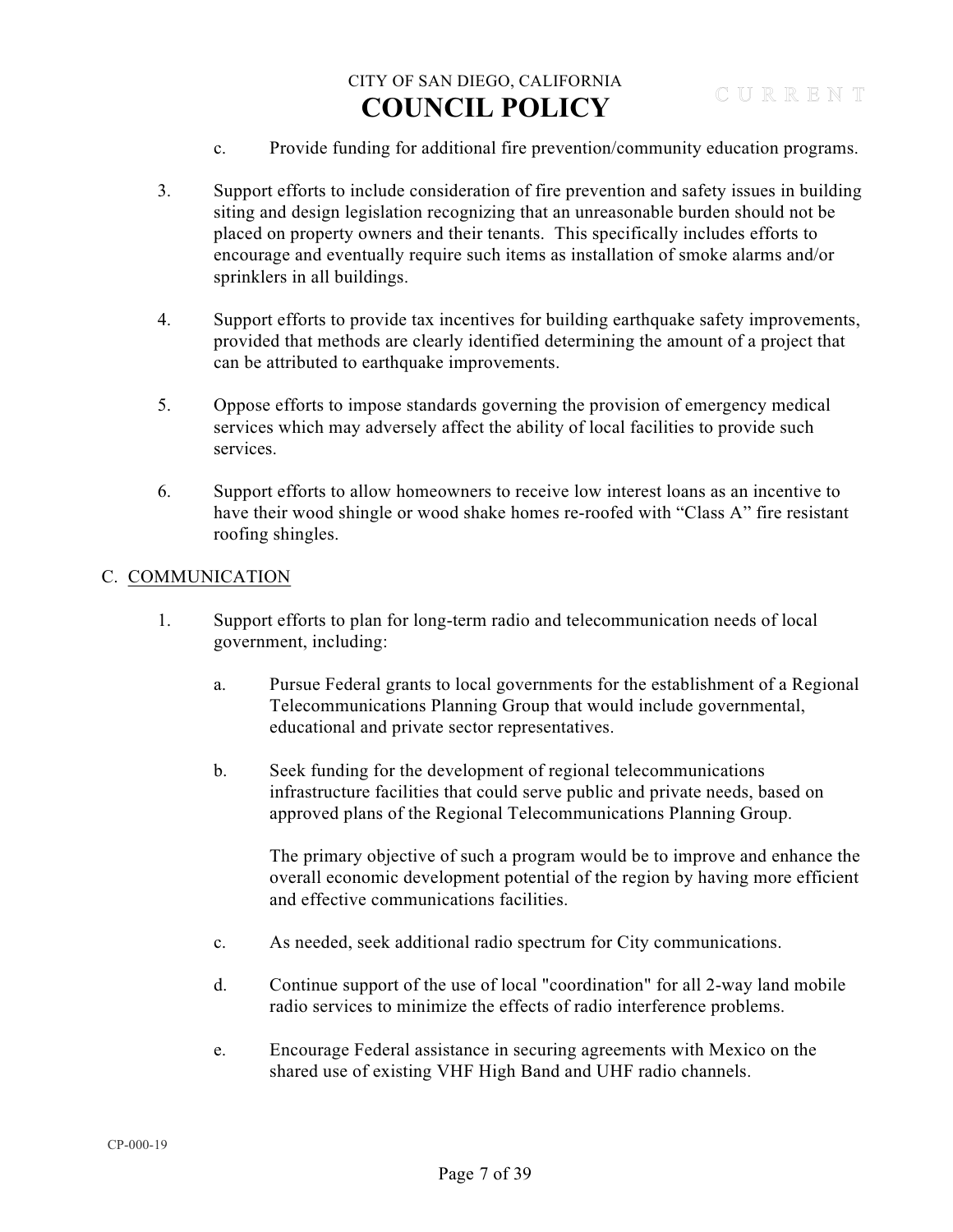c. Provide funding for additional fire prevention/community education programs.

3. Support efforts to include consideration of fire prevention and safety issues in building siting and design legislation recognizing that an unreasonable burden should not be placed on property owners and their tenants. This specifically includes efforts to encourage and eventually require such items as installation of smoke alarms and/or sprinklers in all buildings.

4. Support efforts to provide tax incentives for building earthquake safety improvements, provided that methods are clearly identified determining the amount of a project that can be attributed to earthquake improvements.

5. Oppose efforts to impose standards governing the provision of emergency medical services which may adversely affect the ability of local facilities to provide such services.

6. Support efforts to allow homeowners to receive low interest loans as an incentive to have their wood shingle or wood shake homes re-roofed with "Class A" fire resistant roofing shingles.

## C. COMMUNICATION

1. Support efforts to plan for long-term radio and telecommunication needs of local government, including:

   a. Pursue Federal grants to local governments for the establishment of a Regional Telecommunications Planning Group that would include governmental, educational and private sector representatives.

   b. Seek funding for the development of regional telecommunications infrastructure facilities that could serve public and private needs, based on approved plans of the Regional Telecommunications Planning Group.

      The primary objective of such a program would be to improve and enhance the overall economic development potential of the region by having more efficient and effective communications facilities.

   c. As needed, seek additional radio spectrum for City communications.

   d. Continue support of the use of local "coordination" for all 2-way land mobile radio services to minimize the effects of radio interference problems.

   e. Encourage Federal assistance in securing agreements with Mexico on the shared use of existing VHF High Band and UHF radio channels.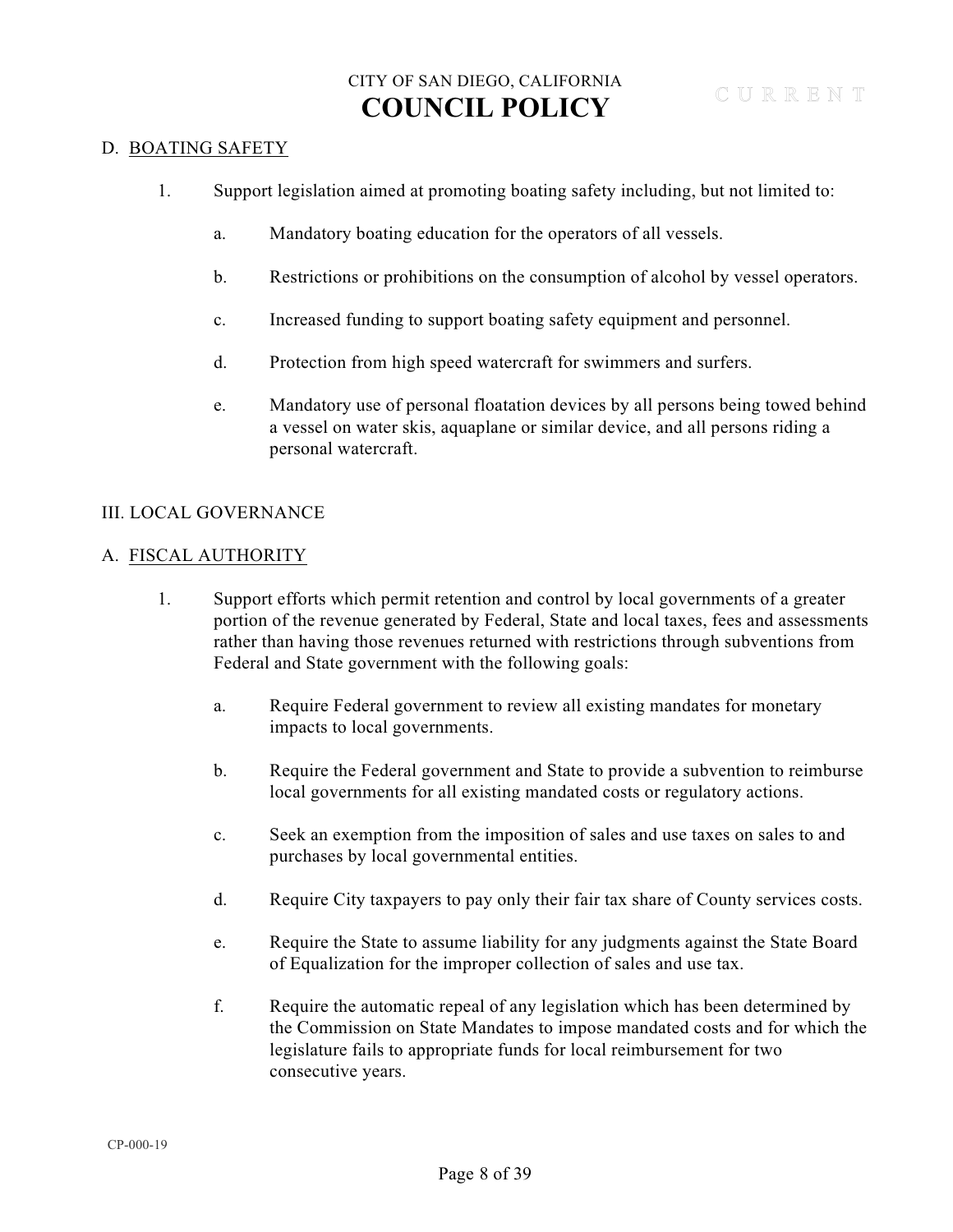D. BOATING SAFETY

1. Support legislation aimed at promoting boating safety including, but not limited to:

   a. Mandatory boating education for the operators of all vessels.

   b. Restrictions or prohibitions on the consumption of alcohol by vessel operators.

   c. Increased funding to support boating safety equipment and personnel.

   d. Protection from high speed watercraft for swimmers and surfers.

   e. Mandatory use of personal floatation devices by all persons being towed behind a vessel on water skis, aquaplane or similar device, and all persons riding a personal watercraft.

III. LOCAL GOVERNANCE

A. FISCAL AUTHORITY

1. Support efforts which permit retention and control by local governments of a greater portion of the revenue generated by Federal, State and local taxes, fees and assessments rather than having those revenues returned with restrictions through subventions from Federal and State government with the following goals:

   a. Require Federal government to review all existing mandates for monetary impacts to local governments.

   b. Require the Federal government and State to provide a subvention to reimburse local governments for all existing mandated costs or regulatory actions.

   c. Seek an exemption from the imposition of sales and use taxes on sales to and purchases by local governmental entities.

   d. Require City taxpayers to pay only their fair tax share of County services costs.

   e. Require the State to assume liability for any judgments against the State Board of Equalization for the improper collection of sales and use tax.

   f. Require the automatic repeal of any legislation which has been determined by the Commission on State Mandates to impose mandated costs and for which the legislature fails to appropriate funds for local reimbursement for two consecutive years.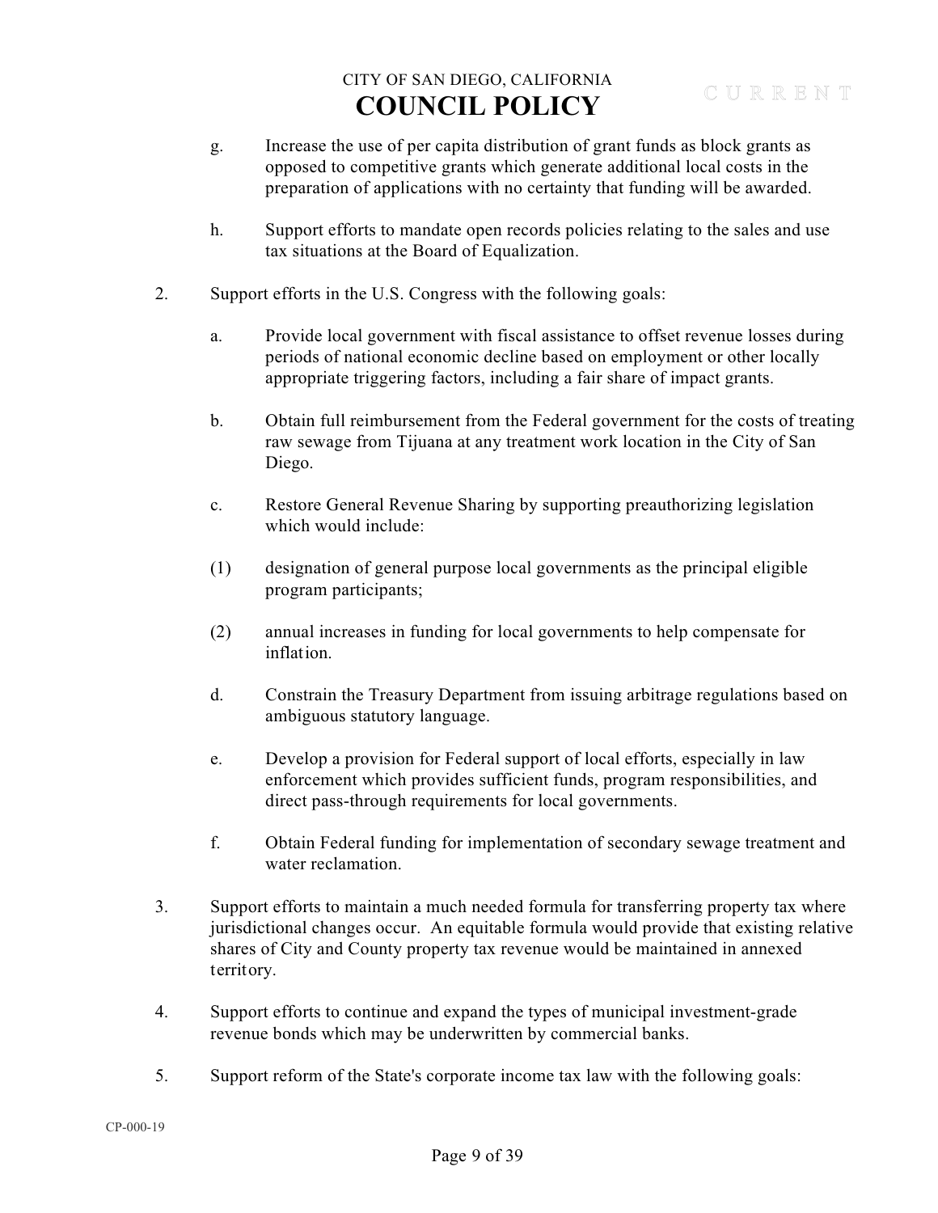g. Increase the use of per capita distribution of grant funds as block grants as opposed to competitive grants which generate additional local costs in the preparation of applications with no certainty that funding will be awarded.

h. Support efforts to mandate open records policies relating to the sales and use tax situations at the Board of Equalization.

2. Support efforts in the U.S. Congress with the following goals:

   a. Provide local government with fiscal assistance to offset revenue losses during periods of national economic decline based on employment or other locally appropriate triggering factors, including a fair share of impact grants.

   b. Obtain full reimbursement from the Federal government for the costs of treating raw sewage from Tijuana at any treatment work location in the City of San Diego.

   c. Restore General Revenue Sharing by supporting preauthorizing legislation which would include:

   (1) designation of general purpose local governments as the principal eligible program participants;

   (2) annual increases in funding for local governments to help compensate for inflation.

   d. Constrain the Treasury Department from issuing arbitrage regulations based on ambiguous statutory language.

   e. Develop a provision for Federal support of local efforts, especially in law enforcement which provides sufficient funds, program responsibilities, and direct pass-through requirements for local governments.

   f. Obtain Federal funding for implementation of secondary sewage treatment and water reclamation.

3. Support efforts to maintain a much needed formula for transferring property tax where jurisdictional changes occur. An equitable formula would provide that existing relative shares of City and County property tax revenue would be maintained in annexed territory.

4. Support efforts to continue and expand the types of municipal investment-grade revenue bonds which may be underwritten by commercial banks.

5. Support reform of the State's corporate income tax law with the following goals: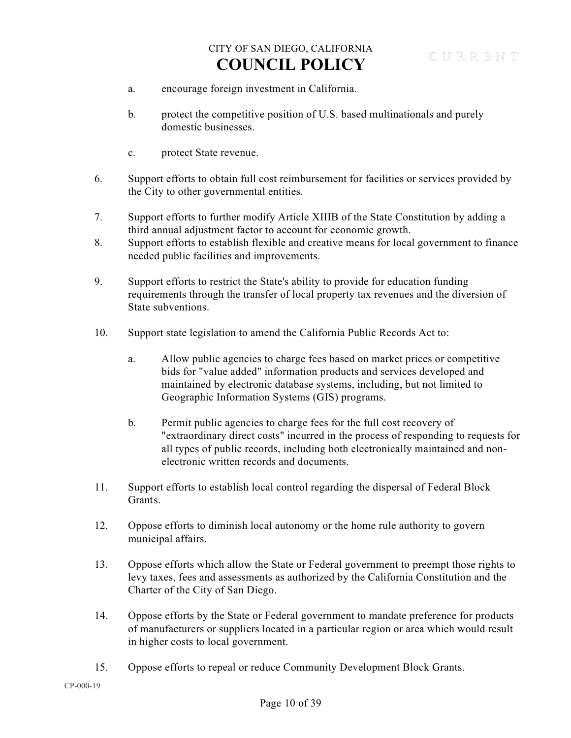a. encourage foreign investment in California.

b. protect the competitive position of U.S. based multinationals and purely domestic businesses.

c. protect State revenue.

6. Support efforts to obtain full cost reimbursement for facilities or services provided by the City to other governmental entities.

7. Support efforts to further modify Article XIIIB of the State Constitution by adding a third annual adjustment factor to account for economic growth.

8. Support efforts to establish flexible and creative means for local government to finance needed public facilities and improvements.

9. Support efforts to restrict the State's ability to provide for education funding requirements through the transfer of local property tax revenues and the diversion of State subventions.

10. Support state legislation to amend the California Public Records Act to:

    a. Allow public agencies to charge fees based on market prices or competitive bids for "value added" information products and services developed and maintained by electronic database systems, including, but not limited to Geographic Information Systems (GIS) programs.

    b. Permit public agencies to charge fees for the full cost recovery of "extraordinary direct costs" incurred in the process of responding to requests for all types of public records, including both electronically maintained and non-electronic written records and documents.

11. Support efforts to establish local control regarding the dispersal of Federal Block Grants.

12. Oppose efforts to diminish local autonomy or the home rule authority to govern municipal affairs.

13. Oppose efforts which allow the State or Federal government to preempt those rights to levy taxes, fees and assessments as authorized by the California Constitution and the Charter of the City of San Diego.

14. Oppose efforts by the State or Federal government to mandate preference for products of manufacturers or suppliers located in a particular region or area which would result in higher costs to local government.

15. Oppose efforts to repeal or reduce Community Development Block Grants.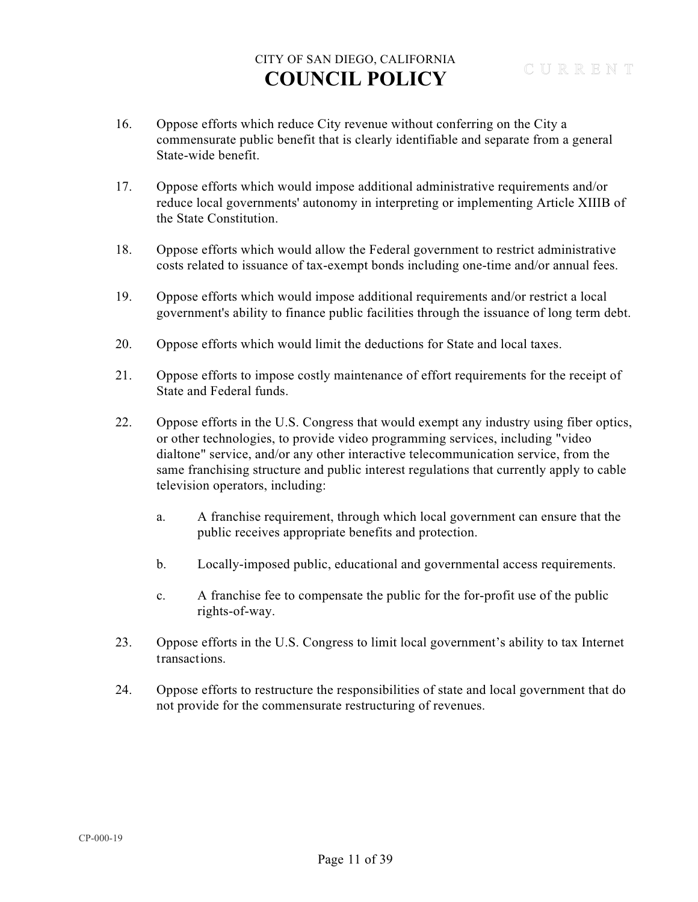16. Oppose efforts which reduce City revenue without conferring on the City a commensurate public benefit that is clearly identifiable and separate from a general State-wide benefit.

17. Oppose efforts which would impose additional administrative requirements and/or reduce local governments' autonomy in interpreting or implementing Article XIIIB of the State Constitution.

18. Oppose efforts which would allow the Federal government to restrict administrative costs related to issuance of tax-exempt bonds including one-time and/or annual fees.

19. Oppose efforts which would impose additional requirements and/or restrict a local government's ability to finance public facilities through the issuance of long term debt.

20. Oppose efforts which would limit the deductions for State and local taxes.

21. Oppose efforts to impose costly maintenance of effort requirements for the receipt of State and Federal funds.

22. Oppose efforts in the U.S. Congress that would exempt any industry using fiber optics, or other technologies, to provide video programming services, including "video dialtone" service, and/or any other interactive telecommunication service, from the same franchising structure and public interest regulations that currently apply to cable television operators, including:

    a. A franchise requirement, through which local government can ensure that the public receives appropriate benefits and protection.

    b. Locally-imposed public, educational and governmental access requirements.

    c. A franchise fee to compensate the public for the for-profit use of the public rights-of-way.

23. Oppose efforts in the U.S. Congress to limit local government's ability to tax Internet transactions.

24. Oppose efforts to restructure the responsibilities of state and local government that do not provide for the commensurate restructuring of revenues.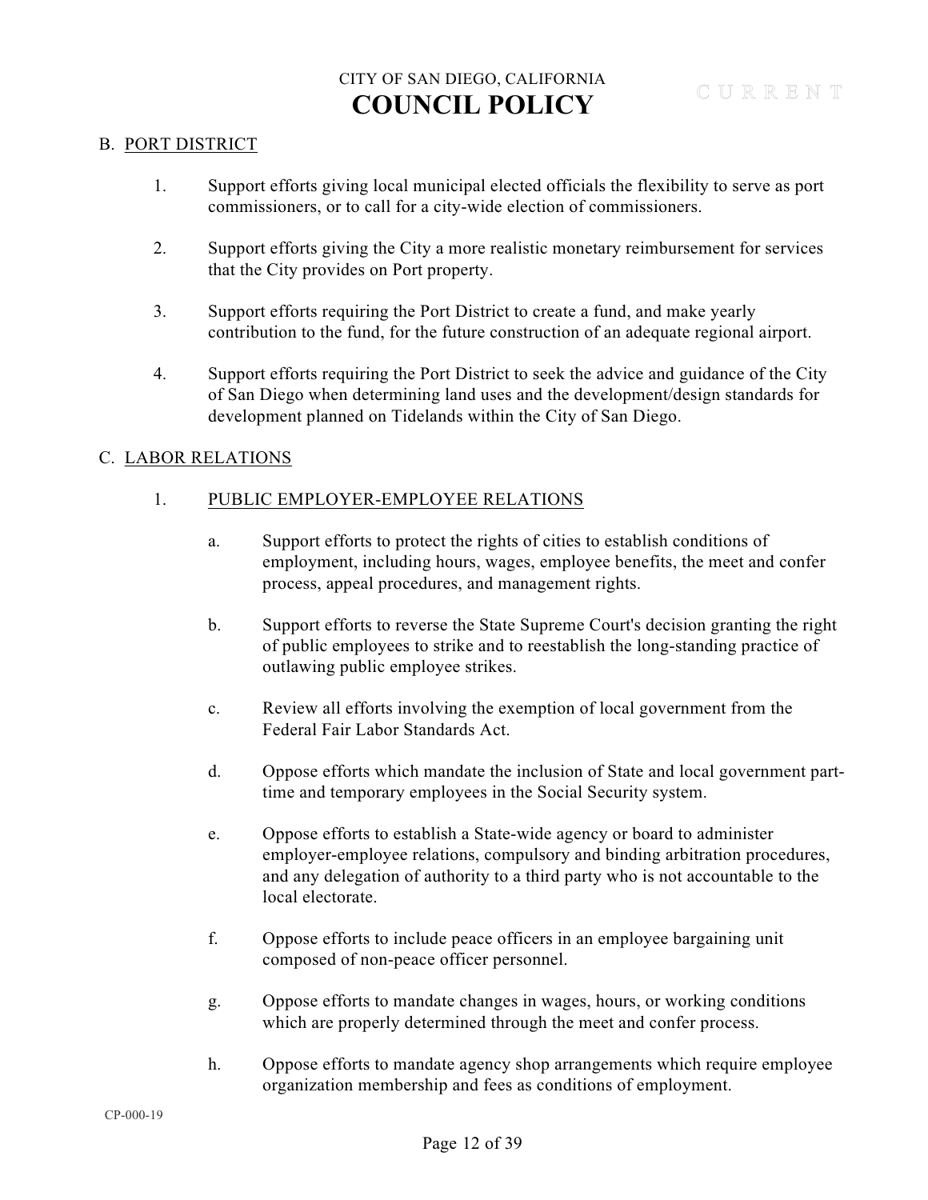## B. PORT DISTRICT

1. Support efforts giving local municipal elected officials the flexibility to serve as port commissioners, or to call for a city-wide election of commissioners.

2. Support efforts giving the City a more realistic monetary reimbursement for services that the City provides on Port property.

3. Support efforts requiring the Port District to create a fund, and make yearly contribution to the fund, for the future construction of an adequate regional airport.

4. Support efforts requiring the Port District to seek the advice and guidance of the City of San Diego when determining land uses and the development/design standards for development planned on Tidelands within the City of San Diego.

## C. LABOR RELATIONS

### 1. PUBLIC EMPLOYER-EMPLOYEE RELATIONS

a. Support efforts to protect the rights of cities to establish conditions of employment, including hours, wages, employee benefits, the meet and confer process, appeal procedures, and management rights.

b. Support efforts to reverse the State Supreme Court's decision granting the right of public employees to strike and to reestablish the long-standing practice of outlawing public employee strikes.

c. Review all efforts involving the exemption of local government from the Federal Fair Labor Standards Act.

d. Oppose efforts which mandate the inclusion of State and local government part-time and temporary employees in the Social Security system.

e. Oppose efforts to establish a State-wide agency or board to administer employer-employee relations, compulsory and binding arbitration procedures, and any delegation of authority to a third party who is not accountable to the local electorate.

f. Oppose efforts to include peace officers in an employee bargaining unit composed of non-peace officer personnel.

g. Oppose efforts to mandate changes in wages, hours, or working conditions which are properly determined through the meet and confer process.

h. Oppose efforts to mandate agency shop arrangements which require employee organization membership and fees as conditions of employment.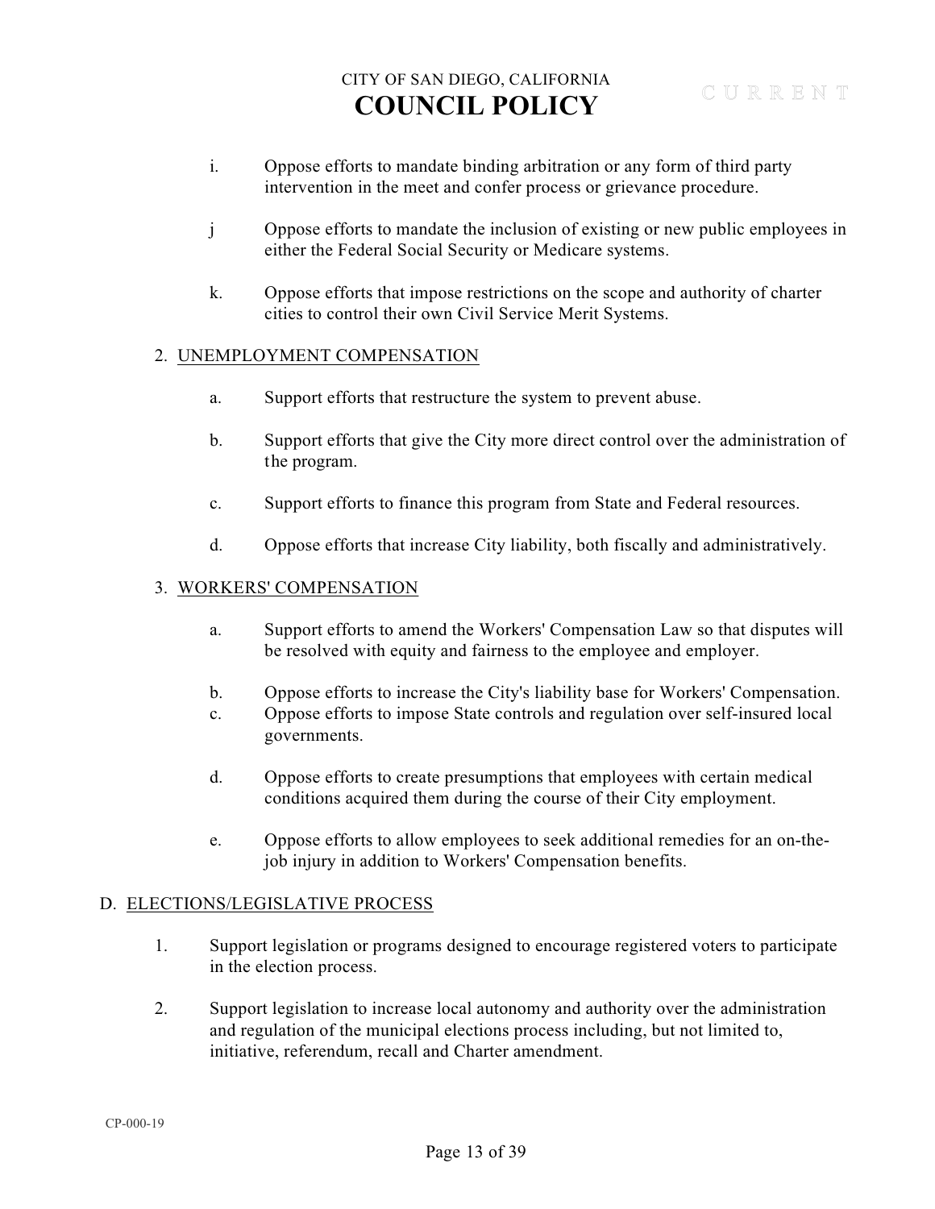i. Oppose efforts to mandate binding arbitration or any form of third party intervention in the meet and confer process or grievance procedure.

j Oppose efforts to mandate the inclusion of existing or new public employees in either the Federal Social Security or Medicare systems.

k. Oppose efforts that impose restrictions on the scope and authority of charter cities to control their own Civil Service Merit Systems.

2. UNEMPLOYMENT COMPENSATION

a. Support efforts that restructure the system to prevent abuse.

b. Support efforts that give the City more direct control over the administration of the program.

c. Support efforts to finance this program from State and Federal resources.

d. Oppose efforts that increase City liability, both fiscally and administratively.

3. WORKERS' COMPENSATION

a. Support efforts to amend the Workers' Compensation Law so that disputes will be resolved with equity and fairness to the employee and employer.

b. Oppose efforts to increase the City's liability base for Workers' Compensation.

c. Oppose efforts to impose State controls and regulation over self-insured local governments.

d. Oppose efforts to create presumptions that employees with certain medical conditions acquired them during the course of their City employment.

e. Oppose efforts to allow employees to seek additional remedies for an on-the-job injury in addition to Workers' Compensation benefits.

D. ELECTIONS/LEGISLATIVE PROCESS

1. Support legislation or programs designed to encourage registered voters to participate in the election process.

2. Support legislation to increase local autonomy and authority over the administration and regulation of the municipal elections process including, but not limited to, initiative, referendum, recall and Charter amendment.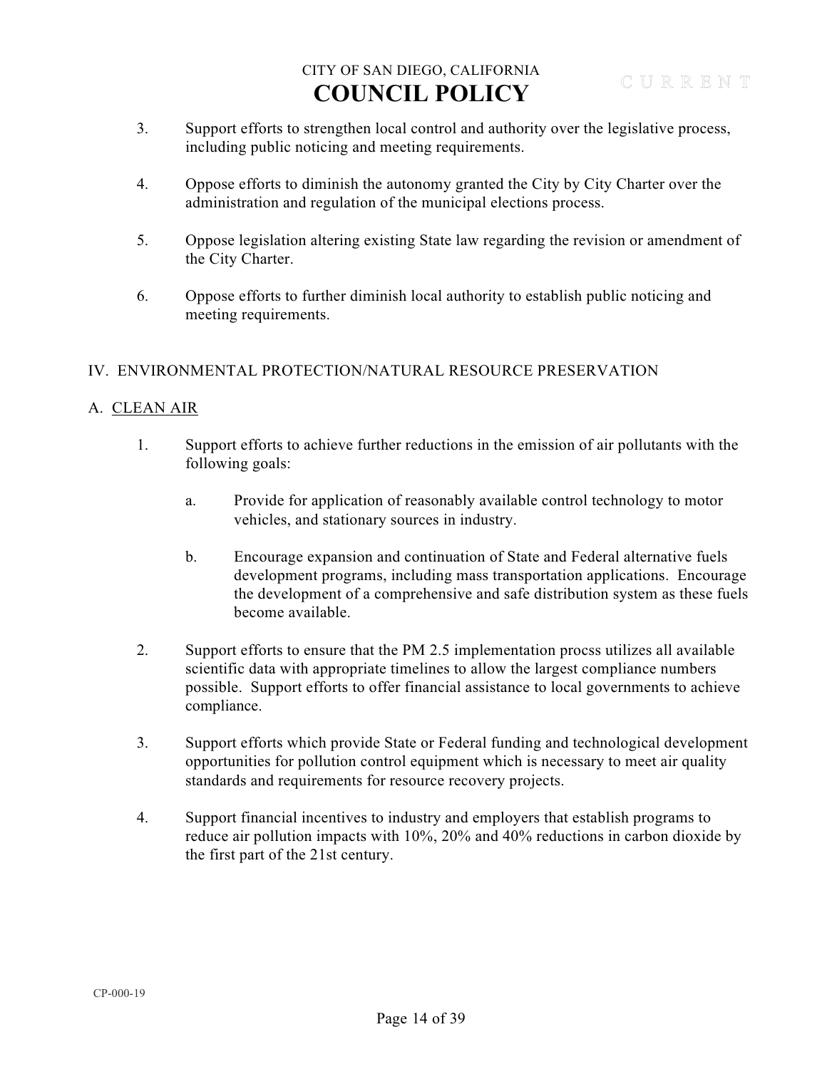3. Support efforts to strengthen local control and authority over the legislative process, including public noticing and meeting requirements.

4. Oppose efforts to diminish the autonomy granted the City by City Charter over the administration and regulation of the municipal elections process.

5. Oppose legislation altering existing State law regarding the revision or amendment of the City Charter.

6. Oppose efforts to further diminish local authority to establish public noticing and meeting requirements.

## IV. ENVIRONMENTAL PROTECTION/NATURAL RESOURCE PRESERVATION

### A. CLEAN AIR

1. Support efforts to achieve further reductions in the emission of air pollutants with the following goals:

   a. Provide for application of reasonably available control technology to motor vehicles, and stationary sources in industry.

   b. Encourage expansion and continuation of State and Federal alternative fuels development programs, including mass transportation applications. Encourage the development of a comprehensive and safe distribution system as these fuels become available.

2. Support efforts to ensure that the PM 2.5 implementation procss utilizes all available scientific data with appropriate timelines to allow the largest compliance numbers possible. Support efforts to offer financial assistance to local governments to achieve compliance.

3. Support efforts which provide State or Federal funding and technological development opportunities for pollution control equipment which is necessary to meet air quality standards and requirements for resource recovery projects.

4. Support financial incentives to industry and employers that establish programs to reduce air pollution impacts with 10%, 20% and 40% reductions in carbon dioxide by the first part of the 21st century.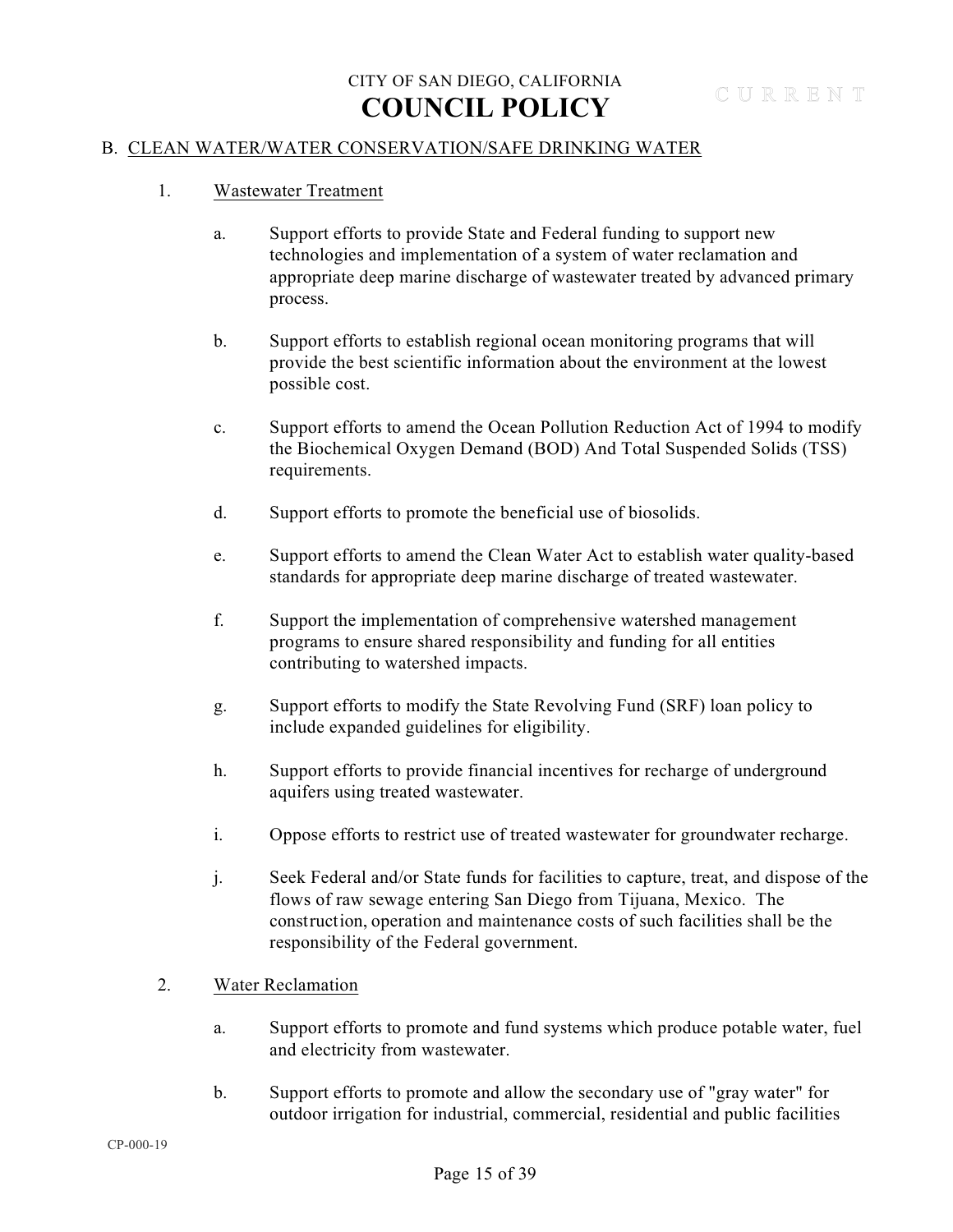## B. CLEAN WATER/WATER CONSERVATION/SAFE DRINKING WATER

1. Wastewater Treatment

   a. Support efforts to provide State and Federal funding to support new technologies and implementation of a system of water reclamation and appropriate deep marine discharge of wastewater treated by advanced primary process.

   b. Support efforts to establish regional ocean monitoring programs that will provide the best scientific information about the environment at the lowest possible cost.

   c. Support efforts to amend the Ocean Pollution Reduction Act of 1994 to modify the Biochemical Oxygen Demand (BOD) And Total Suspended Solids (TSS) requirements.

   d. Support efforts to promote the beneficial use of biosolids.

   e. Support efforts to amend the Clean Water Act to establish water quality-based standards for appropriate deep marine discharge of treated wastewater.

   f. Support the implementation of comprehensive watershed management programs to ensure shared responsibility and funding for all entities contributing to watershed impacts.

   g. Support efforts to modify the State Revolving Fund (SRF) loan policy to include expanded guidelines for eligibility.

   h. Support efforts to provide financial incentives for recharge of underground aquifers using treated wastewater.

   i. Oppose efforts to restrict use of treated wastewater for groundwater recharge.

   j. Seek Federal and/or State funds for facilities to capture, treat, and dispose of the flows of raw sewage entering San Diego from Tijuana, Mexico. The construction, operation and maintenance costs of such facilities shall be the responsibility of the Federal government.

2. Water Reclamation

   a. Support efforts to promote and fund systems which produce potable water, fuel and electricity from wastewater.

   b. Support efforts to promote and allow the secondary use of "gray water" for outdoor irrigation for industrial, commercial, residential and public facilities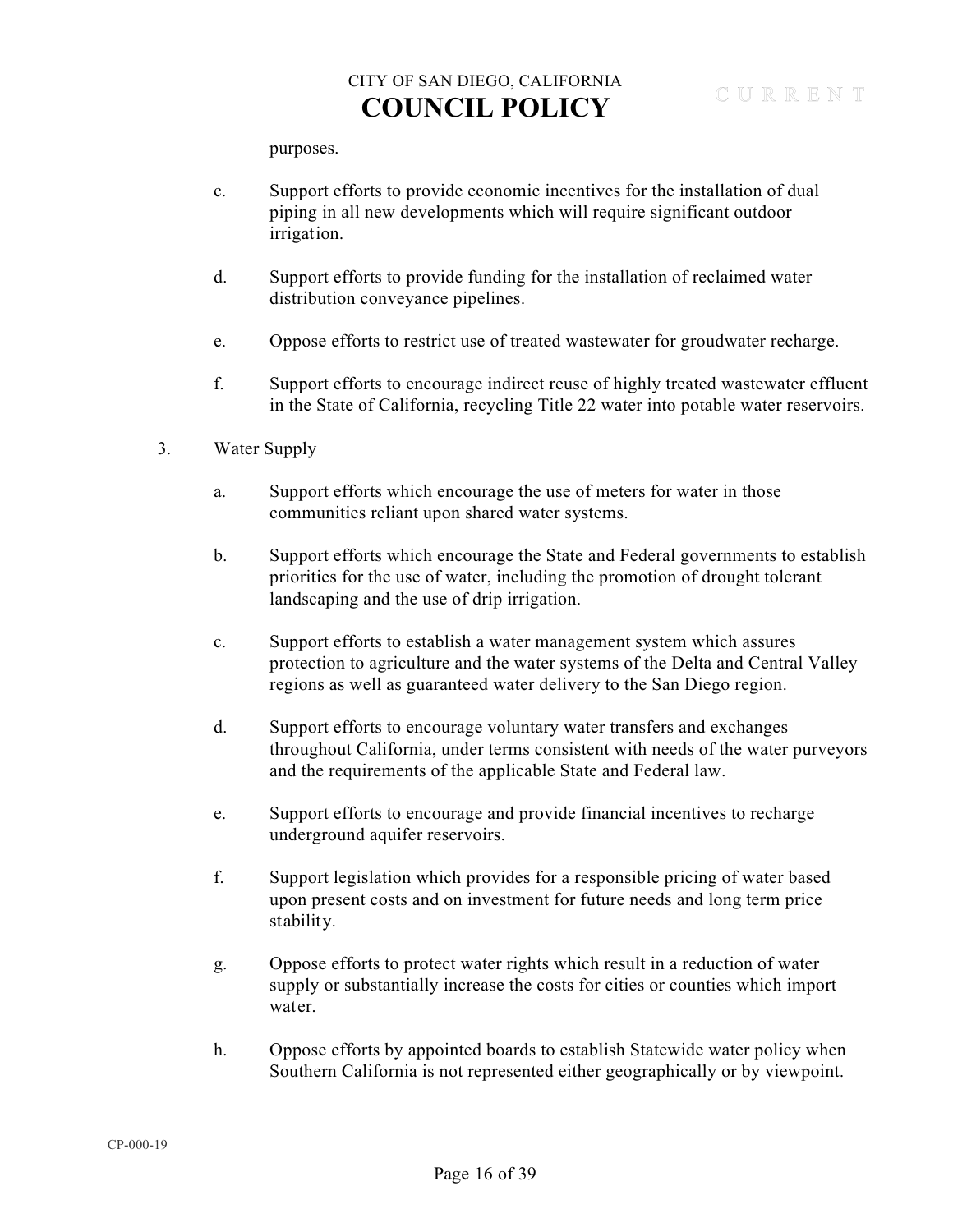purposes.

c. Support efforts to provide economic incentives for the installation of dual piping in all new developments which will require significant outdoor irrigation.

d. Support efforts to provide funding for the installation of reclaimed water distribution conveyance pipelines.

e. Oppose efforts to restrict use of treated wastewater for groudwater recharge.

f. Support efforts to encourage indirect reuse of highly treated wastewater effluent in the State of California, recycling Title 22 water into potable water reservoirs.

3. Water Supply

a. Support efforts which encourage the use of meters for water in those communities reliant upon shared water systems.

b. Support efforts which encourage the State and Federal governments to establish priorities for the use of water, including the promotion of drought tolerant landscaping and the use of drip irrigation.

c. Support efforts to establish a water management system which assures protection to agriculture and the water systems of the Delta and Central Valley regions as well as guaranteed water delivery to the San Diego region.

d. Support efforts to encourage voluntary water transfers and exchanges throughout California, under terms consistent with needs of the water purveyors and the requirements of the applicable State and Federal law.

e. Support efforts to encourage and provide financial incentives to recharge underground aquifer reservoirs.

f. Support legislation which provides for a responsible pricing of water based upon present costs and on investment for future needs and long term price stability.

g. Oppose efforts to protect water rights which result in a reduction of water supply or substantially increase the costs for cities or counties which import water.

h. Oppose efforts by appointed boards to establish Statewide water policy when Southern California is not represented either geographically or by viewpoint.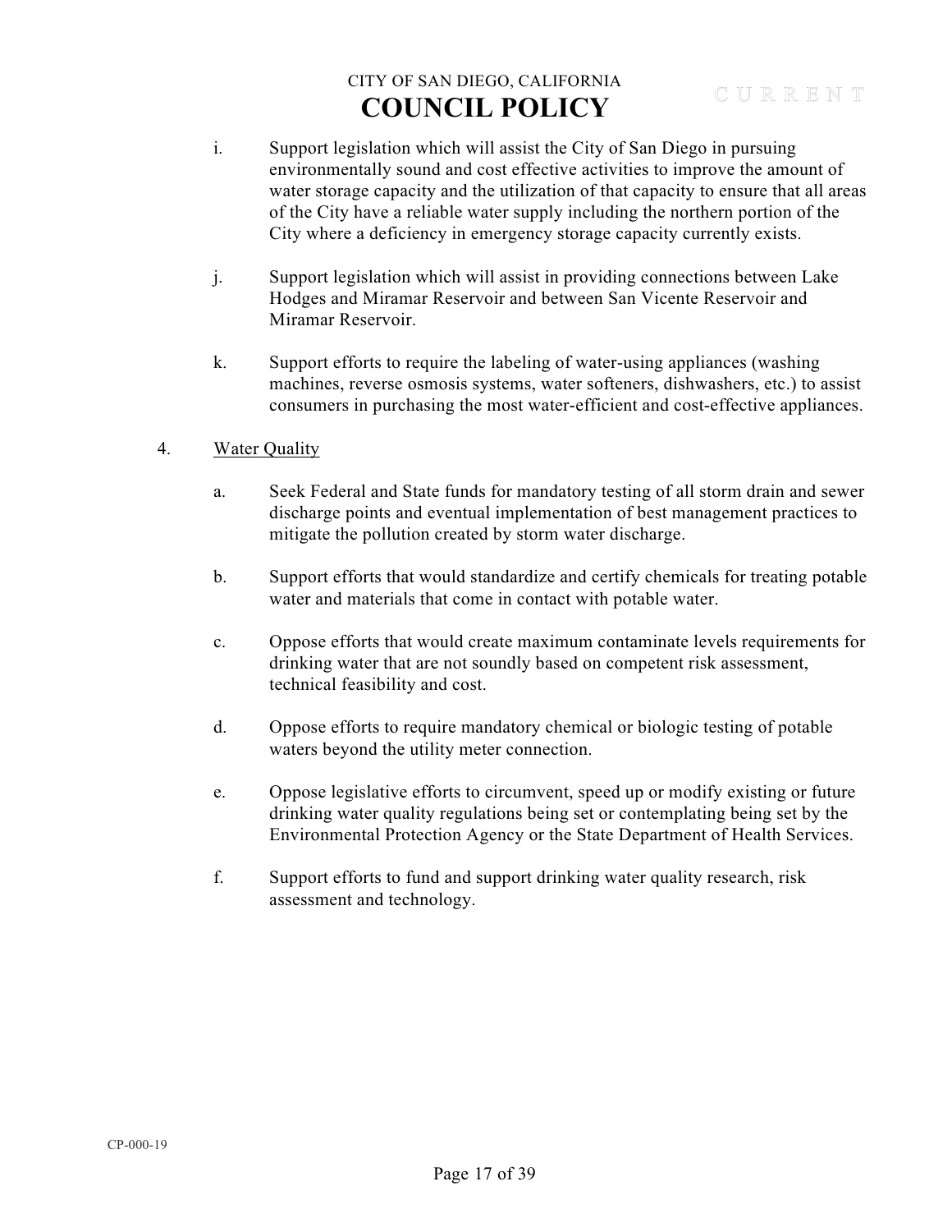i. Support legislation which will assist the City of San Diego in pursuing environmentally sound and cost effective activities to improve the amount of water storage capacity and the utilization of that capacity to ensure that all areas of the City have a reliable water supply including the northern portion of the City where a deficiency in emergency storage capacity currently exists.

j. Support legislation which will assist in providing connections between Lake Hodges and Miramar Reservoir and between San Vicente Reservoir and Miramar Reservoir.

k. Support efforts to require the labeling of water-using appliances (washing machines, reverse osmosis systems, water softeners, dishwashers, etc.) to assist consumers in purchasing the most water-efficient and cost-effective appliances.

4. <u>Water Quality</u>

a. Seek Federal and State funds for mandatory testing of all storm drain and sewer discharge points and eventual implementation of best management practices to mitigate the pollution created by storm water discharge.

b. Support efforts that would standardize and certify chemicals for treating potable water and materials that come in contact with potable water.

c. Oppose efforts that would create maximum contaminate levels requirements for drinking water that are not soundly based on competent risk assessment, technical feasibility and cost.

d. Oppose efforts to require mandatory chemical or biologic testing of potable waters beyond the utility meter connection.

e. Oppose legislative efforts to circumvent, speed up or modify existing or future drinking water quality regulations being set or contemplating being set by the Environmental Protection Agency or the State Department of Health Services.

f. Support efforts to fund and support drinking water quality research, risk assessment and technology.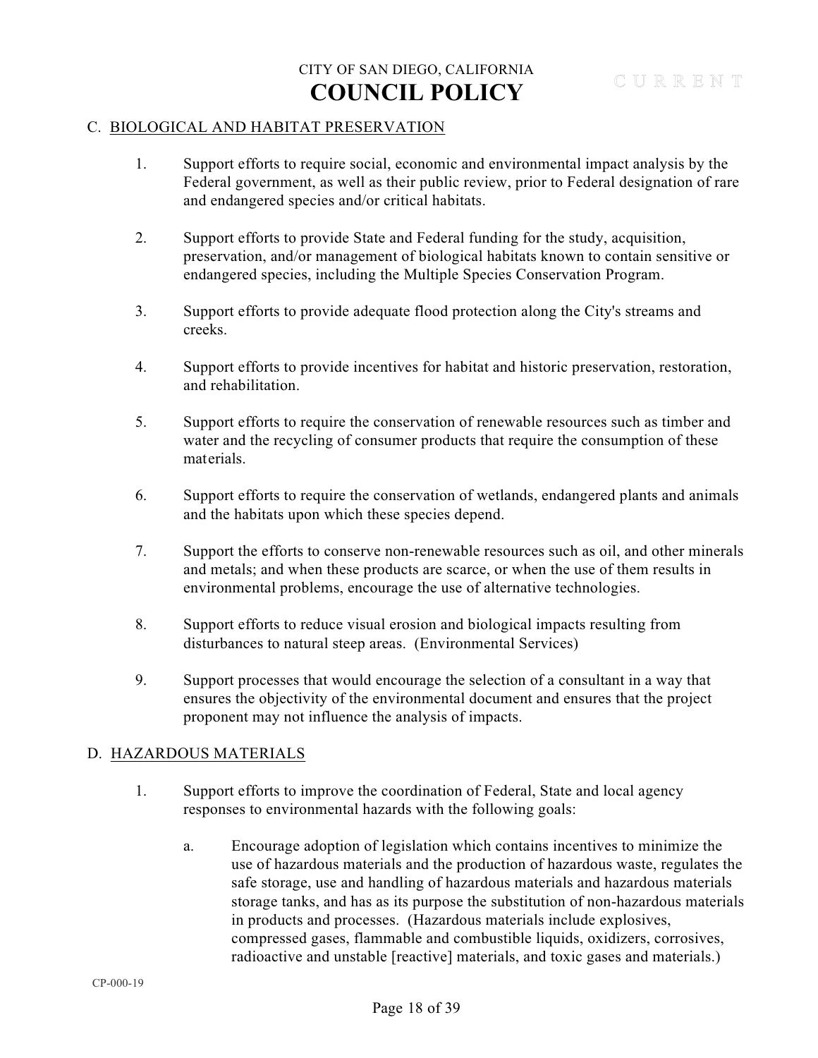## C. BIOLOGICAL AND HABITAT PRESERVATION

1. Support efforts to require social, economic and environmental impact analysis by the Federal government, as well as their public review, prior to Federal designation of rare and endangered species and/or critical habitats.

2. Support efforts to provide State and Federal funding for the study, acquisition, preservation, and/or management of biological habitats known to contain sensitive or endangered species, including the Multiple Species Conservation Program.

3. Support efforts to provide adequate flood protection along the City's streams and creeks.

4. Support efforts to provide incentives for habitat and historic preservation, restoration, and rehabilitation.

5. Support efforts to require the conservation of renewable resources such as timber and water and the recycling of consumer products that require the consumption of these materials.

6. Support efforts to require the conservation of wetlands, endangered plants and animals and the habitats upon which these species depend.

7. Support the efforts to conserve non-renewable resources such as oil, and other minerals and metals; and when these products are scarce, or when the use of them results in environmental problems, encourage the use of alternative technologies.

8. Support efforts to reduce visual erosion and biological impacts resulting from disturbances to natural steep areas. (Environmental Services)

9. Support processes that would encourage the selection of a consultant in a way that ensures the objectivity of the environmental document and ensures that the project proponent may not influence the analysis of impacts.

## D. HAZARDOUS MATERIALS

1. Support efforts to improve the coordination of Federal, State and local agency responses to environmental hazards with the following goals:

   a. Encourage adoption of legislation which contains incentives to minimize the use of hazardous materials and the production of hazardous waste, regulates the safe storage, use and handling of hazardous materials and hazardous materials storage tanks, and has as its purpose the substitution of non-hazardous materials in products and processes. (Hazardous materials include explosives, compressed gases, flammable and combustible liquids, oxidizers, corrosives, radioactive and unstable [reactive] materials, and toxic gases and materials.)

CP-000-19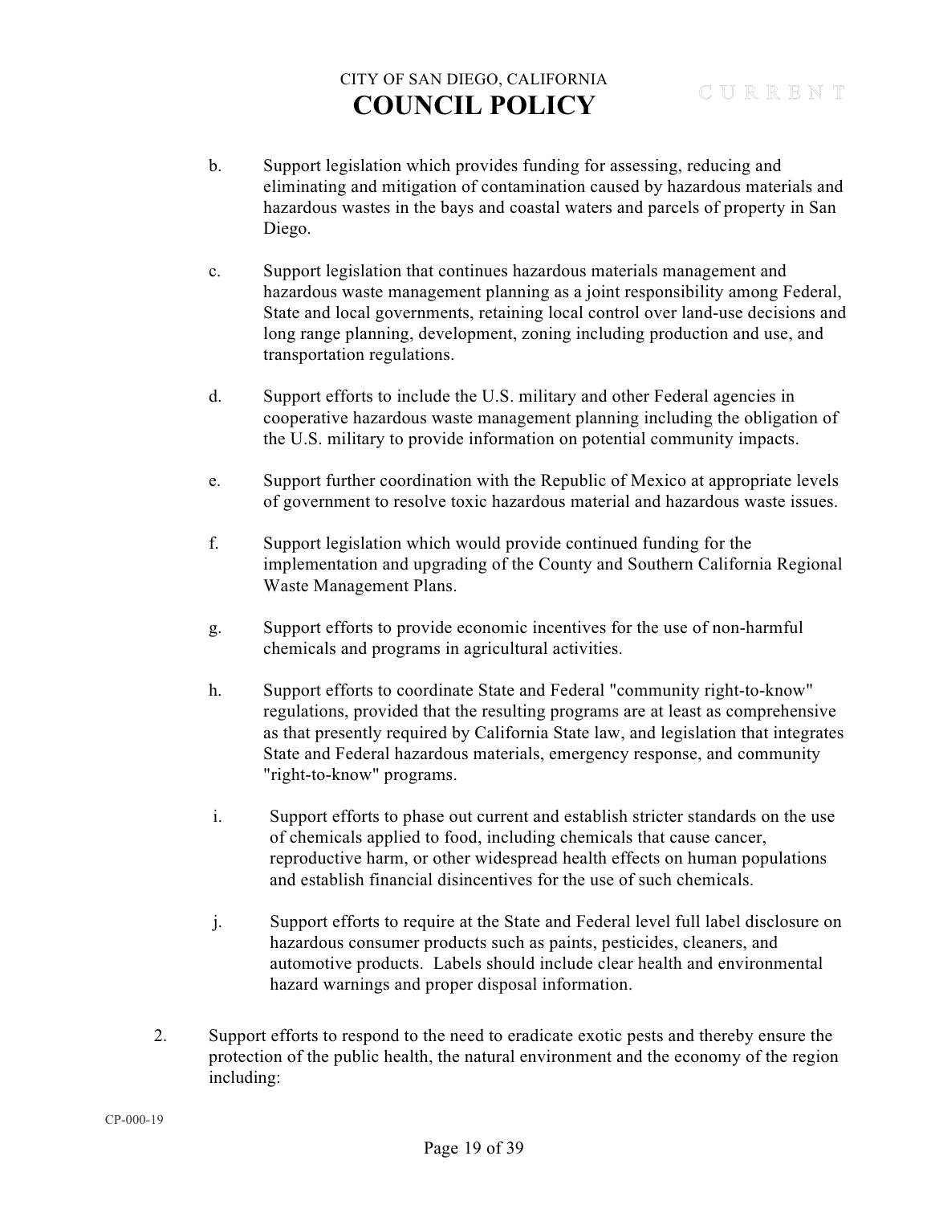b. Support legislation which provides funding for assessing, reducing and eliminating and mitigation of contamination caused by hazardous materials and hazardous wastes in the bays and coastal waters and parcels of property in San Diego.

c. Support legislation that continues hazardous materials management and hazardous waste management planning as a joint responsibility among Federal, State and local governments, retaining local control over land-use decisions and long range planning, development, zoning including production and use, and transportation regulations.

d. Support efforts to include the U.S. military and other Federal agencies in cooperative hazardous waste management planning including the obligation of the U.S. military to provide information on potential community impacts.

e. Support further coordination with the Republic of Mexico at appropriate levels of government to resolve toxic hazardous material and hazardous waste issues.

f. Support legislation which would provide continued funding for the implementation and upgrading of the County and Southern California Regional Waste Management Plans.

g. Support efforts to provide economic incentives for the use of non-harmful chemicals and programs in agricultural activities.

h. Support efforts to coordinate State and Federal "community right-to-know" regulations, provided that the resulting programs are at least as comprehensive as that presently required by California State law, and legislation that integrates State and Federal hazardous materials, emergency response, and community "right-to-know" programs.

i. Support efforts to phase out current and establish stricter standards on the use of chemicals applied to food, including chemicals that cause cancer, reproductive harm, or other widespread health effects on human populations and establish financial disincentives for the use of such chemicals.

j. Support efforts to require at the State and Federal level full label disclosure on hazardous consumer products such as paints, pesticides, cleaners, and automotive products. Labels should include clear health and environmental hazard warnings and proper disposal information.

2. Support efforts to respond to the need to eradicate exotic pests and thereby ensure the protection of the public health, the natural environment and the economy of the region including: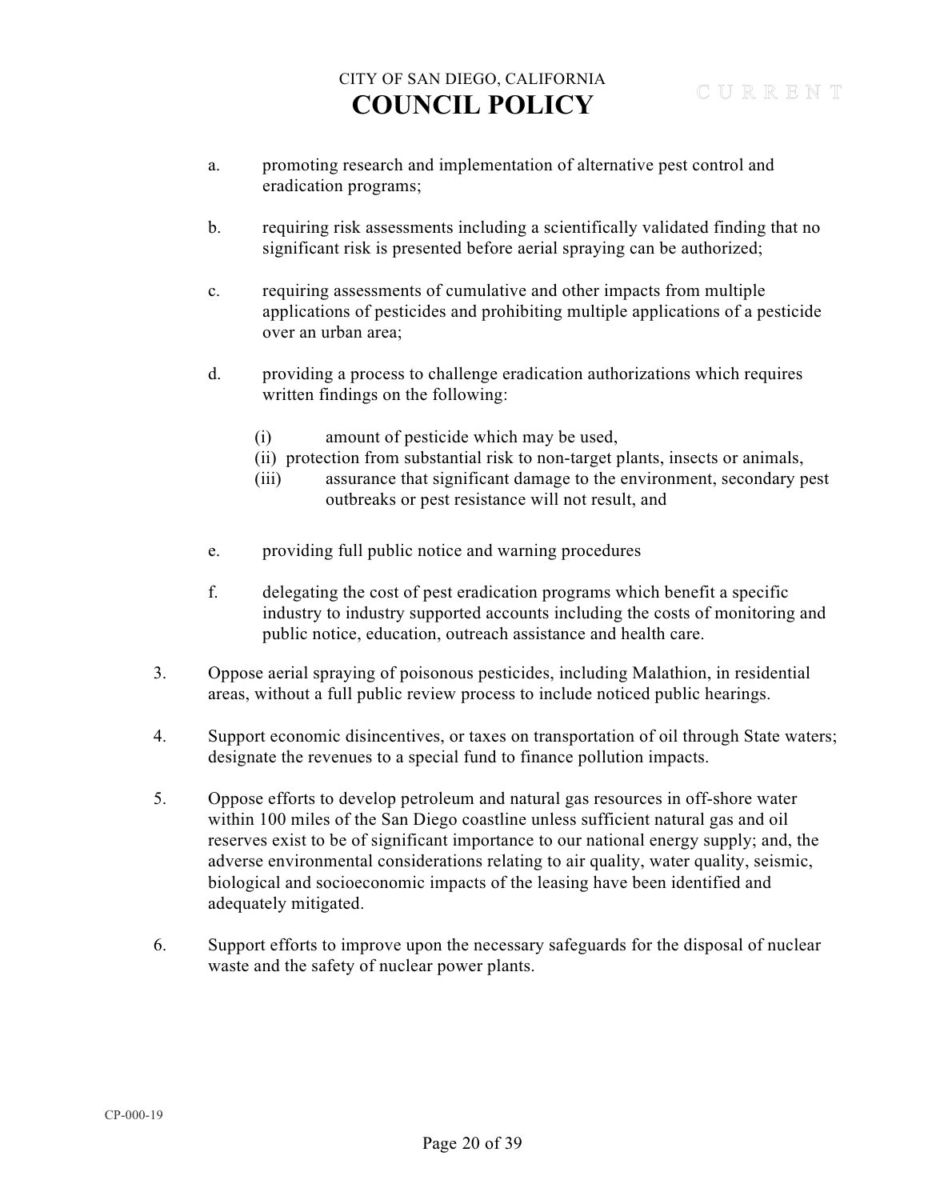a. promoting research and implementation of alternative pest control and eradication programs;

b. requiring risk assessments including a scientifically validated finding that no significant risk is presented before aerial spraying can be authorized;

c. requiring assessments of cumulative and other impacts from multiple applications of pesticides and prohibiting multiple applications of a pesticide over an urban area;

d. providing a process to challenge eradication authorizations which requires written findings on the following:

   (i) amount of pesticide which may be used,
   (ii) protection from substantial risk to non-target plants, insects or animals,
   (iii) assurance that significant damage to the environment, secondary pest outbreaks or pest resistance will not result, and

e. providing full public notice and warning procedures

f. delegating the cost of pest eradication programs which benefit a specific industry to industry supported accounts including the costs of monitoring and public notice, education, outreach assistance and health care.

3. Oppose aerial spraying of poisonous pesticides, including Malathion, in residential areas, without a full public review process to include noticed public hearings.

4. Support economic disincentives, or taxes on transportation of oil through State waters; designate the revenues to a special fund to finance pollution impacts.

5. Oppose efforts to develop petroleum and natural gas resources in off-shore water within 100 miles of the San Diego coastline unless sufficient natural gas and oil reserves exist to be of significant importance to our national energy supply; and, the adverse environmental considerations relating to air quality, water quality, seismic, biological and socioeconomic impacts of the leasing have been identified and adequately mitigated.

6. Support efforts to improve upon the necessary safeguards for the disposal of nuclear waste and the safety of nuclear power plants.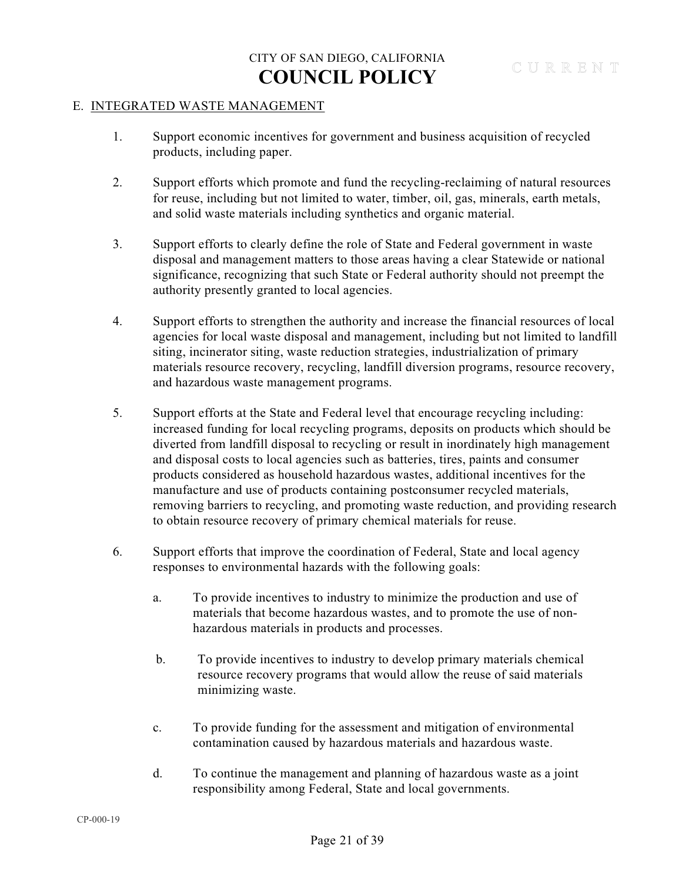### E. INTEGRATED WASTE MANAGEMENT

1. Support economic incentives for government and business acquisition of recycled products, including paper.

2. Support efforts which promote and fund the recycling-reclaiming of natural resources for reuse, including but not limited to water, timber, oil, gas, minerals, earth metals, and solid waste materials including synthetics and organic material.

3. Support efforts to clearly define the role of State and Federal government in waste disposal and management matters to those areas having a clear Statewide or national significance, recognizing that such State or Federal authority should not preempt the authority presently granted to local agencies.

4. Support efforts to strengthen the authority and increase the financial resources of local agencies for local waste disposal and management, including but not limited to landfill siting, incinerator siting, waste reduction strategies, industrialization of primary materials resource recovery, recycling, landfill diversion programs, resource recovery, and hazardous waste management programs.

5. Support efforts at the State and Federal level that encourage recycling including: increased funding for local recycling programs, deposits on products which should be diverted from landfill disposal to recycling or result in inordinately high management and disposal costs to local agencies such as batteries, tires, paints and consumer products considered as household hazardous wastes, additional incentives for the manufacture and use of products containing postconsumer recycled materials, removing barriers to recycling, and promoting waste reduction, and providing research to obtain resource recovery of primary chemical materials for reuse.

6. Support efforts that improve the coordination of Federal, State and local agency responses to environmental hazards with the following goals:

   a. To provide incentives to industry to minimize the production and use of materials that become hazardous wastes, and to promote the use of non-hazardous materials in products and processes.

   b. To provide incentives to industry to develop primary materials chemical resource recovery programs that would allow the reuse of said materials minimizing waste.

   c. To provide funding for the assessment and mitigation of environmental contamination caused by hazardous materials and hazardous waste.

   d. To continue the management and planning of hazardous waste as a joint responsibility among Federal, State and local governments.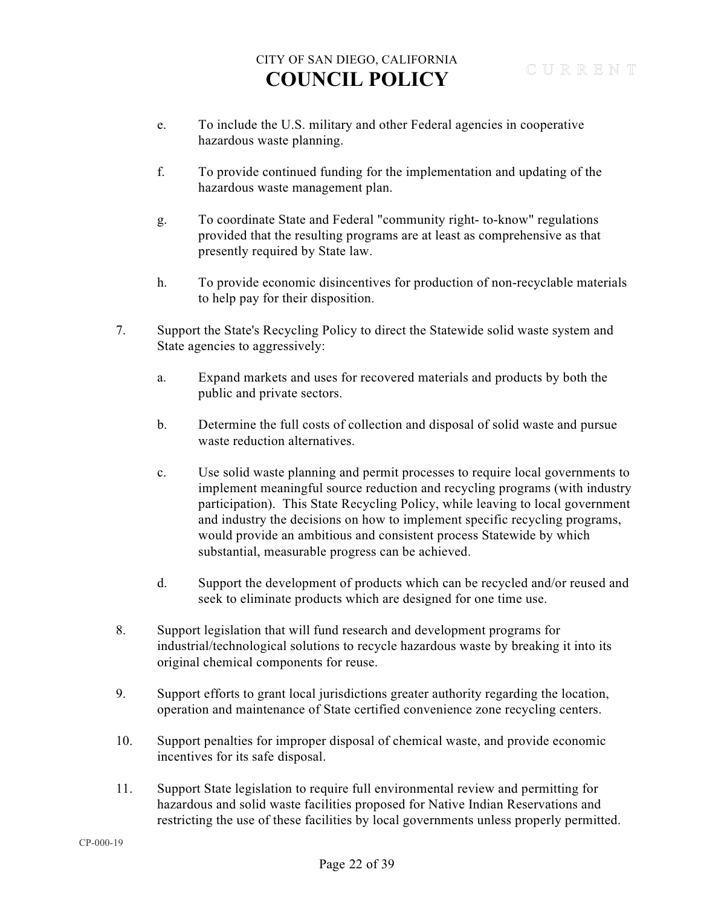e. To include the U.S. military and other Federal agencies in cooperative hazardous waste planning.

f. To provide continued funding for the implementation and updating of the hazardous waste management plan.

g. To coordinate State and Federal "community right- to-know" regulations provided that the resulting programs are at least as comprehensive as that presently required by State law.

h. To provide economic disincentives for production of non-recyclable materials to help pay for their disposition.

7. Support the State's Recycling Policy to direct the Statewide solid waste system and State agencies to aggressively:

   a. Expand markets and uses for recovered materials and products by both the public and private sectors.

   b. Determine the full costs of collection and disposal of solid waste and pursue waste reduction alternatives.

   c. Use solid waste planning and permit processes to require local governments to implement meaningful source reduction and recycling programs (with industry participation). This State Recycling Policy, while leaving to local government and industry the decisions on how to implement specific recycling programs, would provide an ambitious and consistent process Statewide by which substantial, measurable progress can be achieved.

   d. Support the development of products which can be recycled and/or reused and seek to eliminate products which are designed for one time use.

8. Support legislation that will fund research and development programs for industrial/technological solutions to recycle hazardous waste by breaking it into its original chemical components for reuse.

9. Support efforts to grant local jurisdictions greater authority regarding the location, operation and maintenance of State certified convenience zone recycling centers.

10. Support penalties for improper disposal of chemical waste, and provide economic incentives for its safe disposal.

11. Support State legislation to require full environmental review and permitting for hazardous and solid waste facilities proposed for Native Indian Reservations and restricting the use of these facilities by local governments unless properly permitted.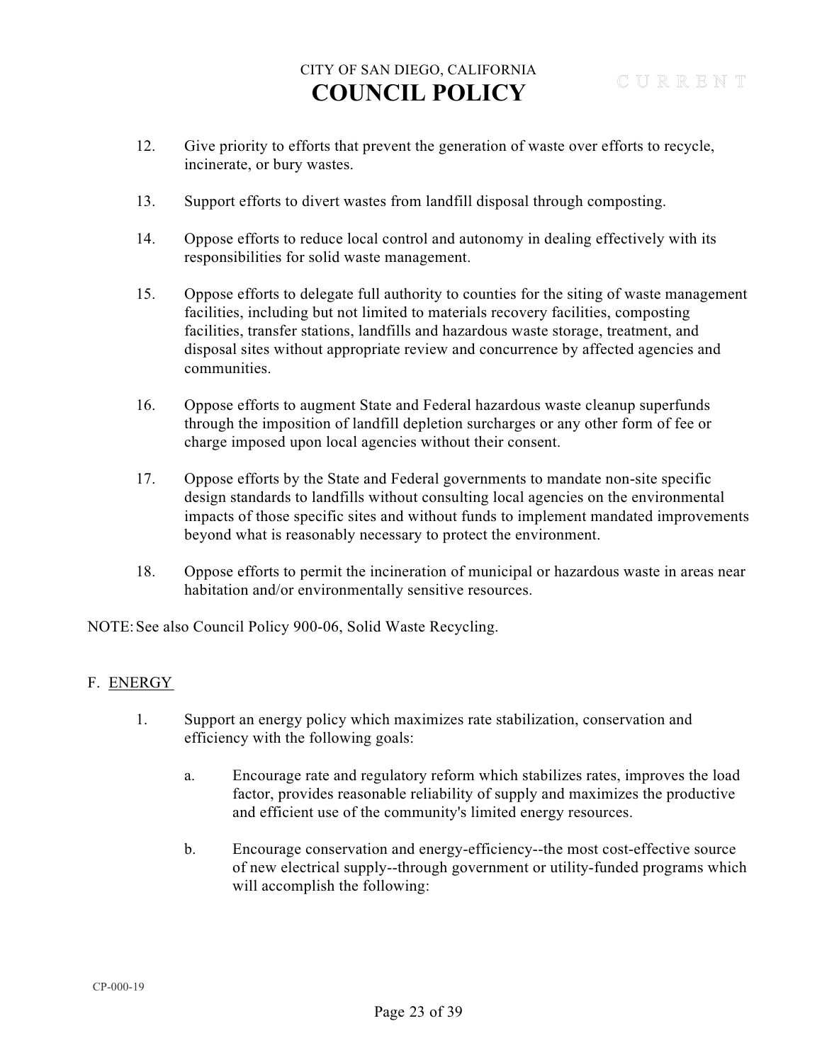12. Give priority to efforts that prevent the generation of waste over efforts to recycle, incinerate, or bury wastes.

13. Support efforts to divert wastes from landfill disposal through composting.

14. Oppose efforts to reduce local control and autonomy in dealing effectively with its responsibilities for solid waste management.

15. Oppose efforts to delegate full authority to counties for the siting of waste management facilities, including but not limited to materials recovery facilities, composting facilities, transfer stations, landfills and hazardous waste storage, treatment, and disposal sites without appropriate review and concurrence by affected agencies and communities.

16. Oppose efforts to augment State and Federal hazardous waste cleanup superfunds through the imposition of landfill depletion surcharges or any other form of fee or charge imposed upon local agencies without their consent.

17. Oppose efforts by the State and Federal governments to mandate non-site specific design standards to landfills without consulting local agencies on the environmental impacts of those specific sites and without funds to implement mandated improvements beyond what is reasonably necessary to protect the environment.

18. Oppose efforts to permit the incineration of municipal or hazardous waste in areas near habitation and/or environmentally sensitive resources.

NOTE: See also Council Policy 900-06, Solid Waste Recycling.

F. ENERGY

1. Support an energy policy which maximizes rate stabilization, conservation and efficiency with the following goals:

    a. Encourage rate and regulatory reform which stabilizes rates, improves the load factor, provides reasonable reliability of supply and maximizes the productive and efficient use of the community's limited energy resources.

    b. Encourage conservation and energy-efficiency--the most cost-effective source of new electrical supply--through government or utility-funded programs which will accomplish the following: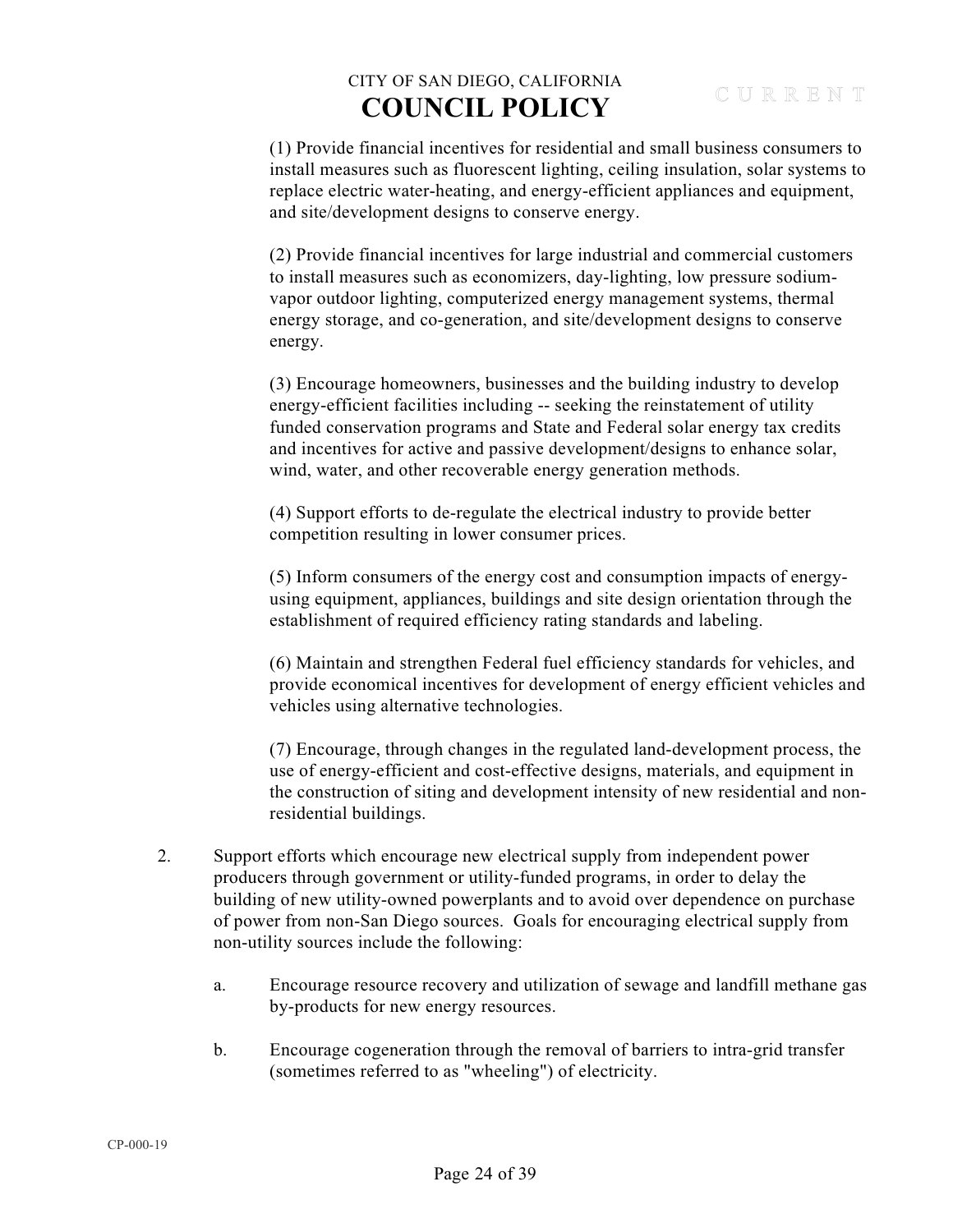(1) Provide financial incentives for residential and small business consumers to install measures such as fluorescent lighting, ceiling insulation, solar systems to replace electric water-heating, and energy-efficient appliances and equipment, and site/development designs to conserve energy.

(2) Provide financial incentives for large industrial and commercial customers to install measures such as economizers, day-lighting, low pressure sodium-vapor outdoor lighting, computerized energy management systems, thermal energy storage, and co-generation, and site/development designs to conserve energy.

(3) Encourage homeowners, businesses and the building industry to develop energy-efficient facilities including -- seeking the reinstatement of utility funded conservation programs and State and Federal solar energy tax credits and incentives for active and passive development/designs to enhance solar, wind, water, and other recoverable energy generation methods.

(4) Support efforts to de-regulate the electrical industry to provide better competition resulting in lower consumer prices.

(5) Inform consumers of the energy cost and consumption impacts of energy-using equipment, appliances, buildings and site design orientation through the establishment of required efficiency rating standards and labeling.

(6) Maintain and strengthen Federal fuel efficiency standards for vehicles, and provide economical incentives for development of energy efficient vehicles and vehicles using alternative technologies.

(7) Encourage, through changes in the regulated land-development process, the use of energy-efficient and cost-effective designs, materials, and equipment in the construction of siting and development intensity of new residential and non-residential buildings.

2. Support efforts which encourage new electrical supply from independent power producers through government or utility-funded programs, in order to delay the building of new utility-owned powerplants and to avoid over dependence on purchase of power from non-San Diego sources. Goals for encouraging electrical supply from non-utility sources include the following:

   a. Encourage resource recovery and utilization of sewage and landfill methane gas by-products for new energy resources.

   b. Encourage cogeneration through the removal of barriers to intra-grid transfer (sometimes referred to as "wheeling") of electricity.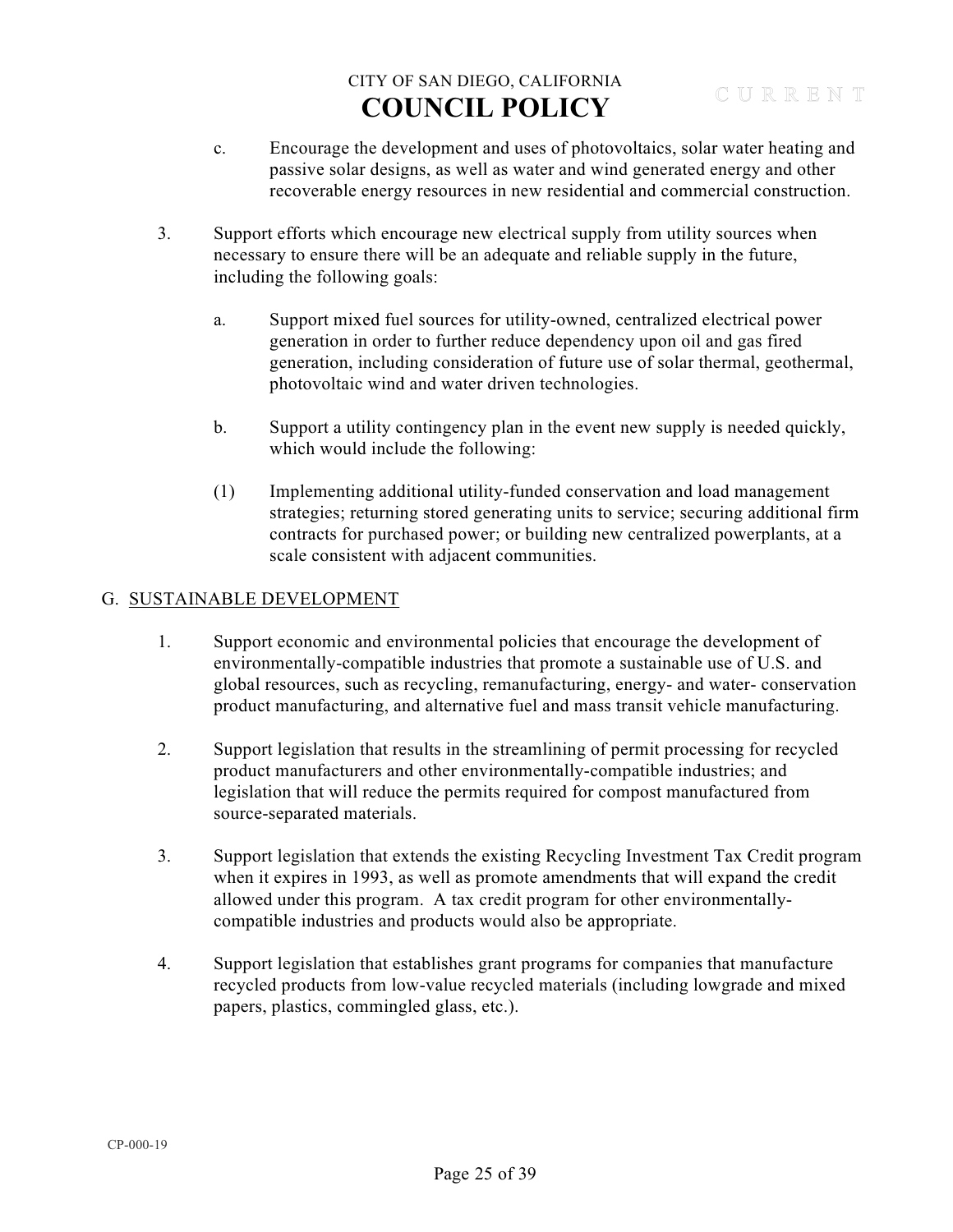c. Encourage the development and uses of photovoltaics, solar water heating and passive solar designs, as well as water and wind generated energy and other recoverable energy resources in new residential and commercial construction.

3. Support efforts which encourage new electrical supply from utility sources when necessary to ensure there will be an adequate and reliable supply in the future, including the following goals:

   a. Support mixed fuel sources for utility-owned, centralized electrical power generation in order to further reduce dependency upon oil and gas fired generation, including consideration of future use of solar thermal, geothermal, photovoltaic wind and water driven technologies.

   b. Support a utility contingency plan in the event new supply is needed quickly, which would include the following:

   (1) Implementing additional utility-funded conservation and load management strategies; returning stored generating units to service; securing additional firm contracts for purchased power; or building new centralized powerplants, at a scale consistent with adjacent communities.

## G. SUSTAINABLE DEVELOPMENT

1. Support economic and environmental policies that encourage the development of environmentally-compatible industries that promote a sustainable use of U.S. and global resources, such as recycling, remanufacturing, energy- and water- conservation product manufacturing, and alternative fuel and mass transit vehicle manufacturing.

2. Support legislation that results in the streamlining of permit processing for recycled product manufacturers and other environmentally-compatible industries; and legislation that will reduce the permits required for compost manufactured from source-separated materials.

3. Support legislation that extends the existing Recycling Investment Tax Credit program when it expires in 1993, as well as promote amendments that will expand the credit allowed under this program. A tax credit program for other environmentally-compatible industries and products would also be appropriate.

4. Support legislation that establishes grant programs for companies that manufacture recycled products from low-value recycled materials (including lowgrade and mixed papers, plastics, commingled glass, etc.).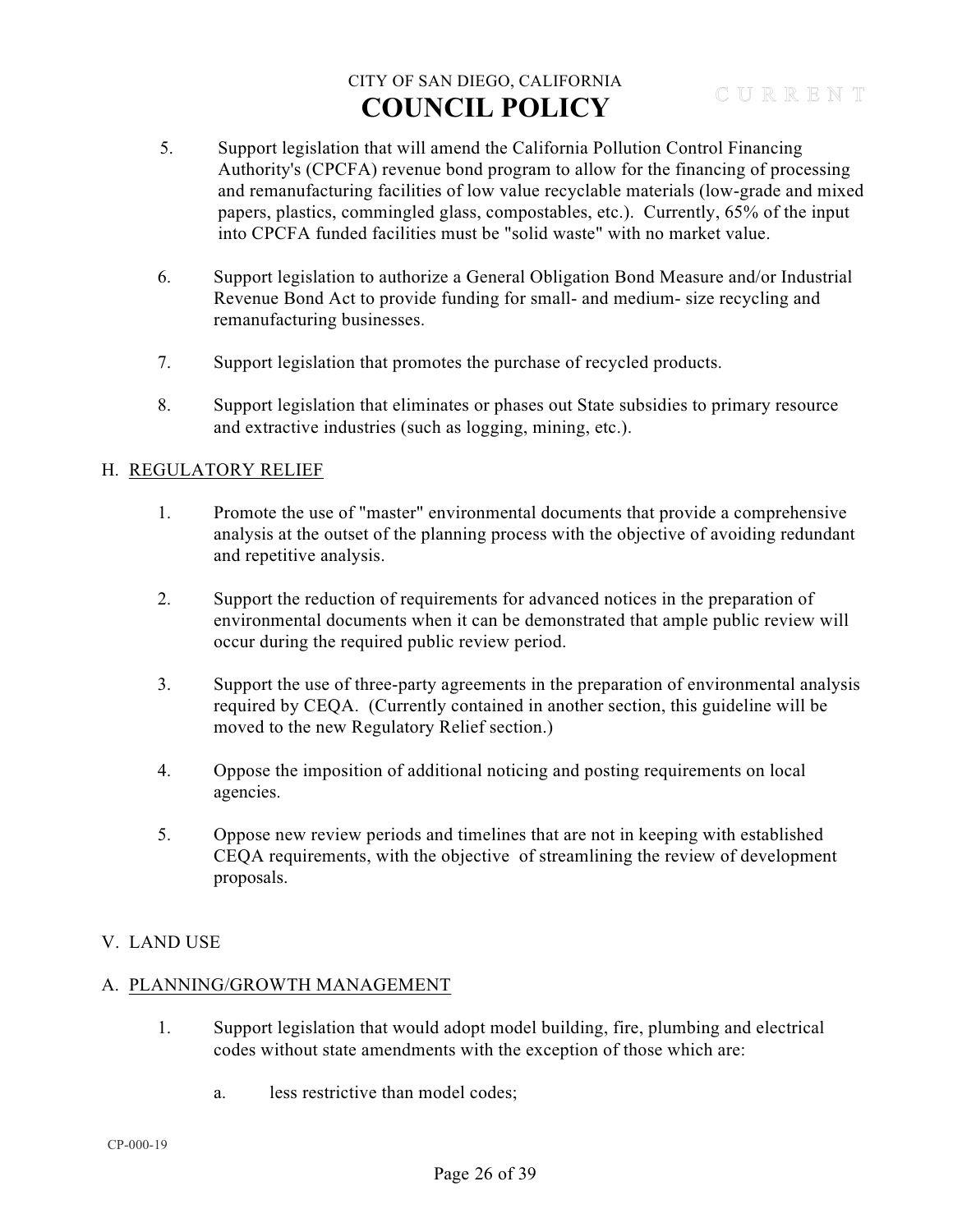5. Support legislation that will amend the California Pollution Control Financing Authority's (CPCFA) revenue bond program to allow for the financing of processing and remanufacturing facilities of low value recyclable materials (low-grade and mixed papers, plastics, commingled glass, compostables, etc.). Currently, 65% of the input into CPCFA funded facilities must be "solid waste" with no market value.

6. Support legislation to authorize a General Obligation Bond Measure and/or Industrial Revenue Bond Act to provide funding for small- and medium- size recycling and remanufacturing businesses.

7. Support legislation that promotes the purchase of recycled products.

8. Support legislation that eliminates or phases out State subsidies to primary resource and extractive industries (such as logging, mining, etc.).

H. REGULATORY RELIEF

1. Promote the use of "master" environmental documents that provide a comprehensive analysis at the outset of the planning process with the objective of avoiding redundant and repetitive analysis.

2. Support the reduction of requirements for advanced notices in the preparation of environmental documents when it can be demonstrated that ample public review will occur during the required public review period.

3. Support the use of three-party agreements in the preparation of environmental analysis required by CEQA. (Currently contained in another section, this guideline will be moved to the new Regulatory Relief section.)

4. Oppose the imposition of additional noticing and posting requirements on local agencies.

5. Oppose new review periods and timelines that are not in keeping with established CEQA requirements, with the objective of streamlining the review of development proposals.

V. LAND USE

A. PLANNING/GROWTH MANAGEMENT

1. Support legislation that would adopt model building, fire, plumbing and electrical codes without state amendments with the exception of those which are:

   a. less restrictive than model codes;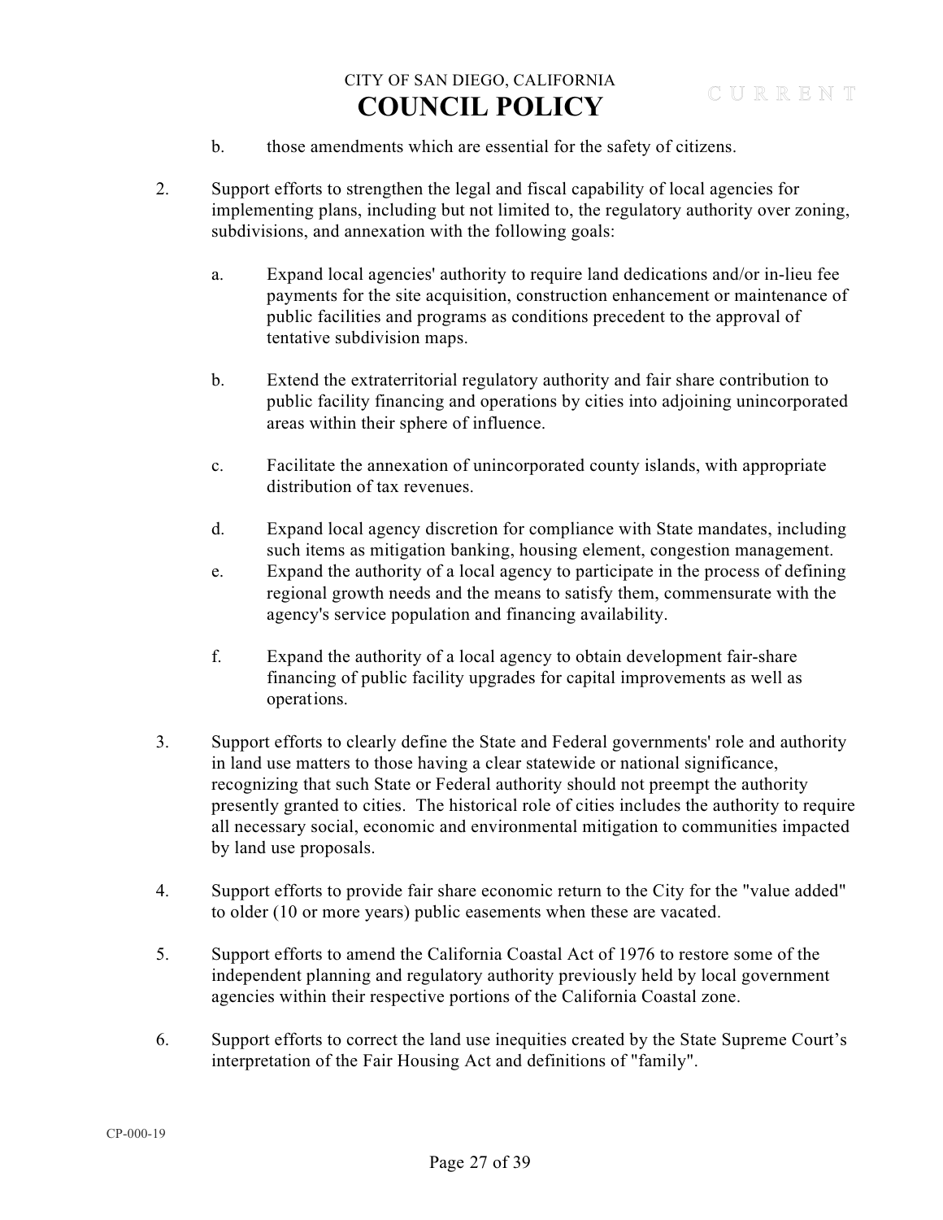b. those amendments which are essential for the safety of citizens.

2. Support efforts to strengthen the legal and fiscal capability of local agencies for implementing plans, including but not limited to, the regulatory authority over zoning, subdivisions, and annexation with the following goals:

   a. Expand local agencies' authority to require land dedications and/or in-lieu fee payments for the site acquisition, construction enhancement or maintenance of public facilities and programs as conditions precedent to the approval of tentative subdivision maps.

   b. Extend the extraterritorial regulatory authority and fair share contribution to public facility financing and operations by cities into adjoining unincorporated areas within their sphere of influence.

   c. Facilitate the annexation of unincorporated county islands, with appropriate distribution of tax revenues.

   d. Expand local agency discretion for compliance with State mandates, including such items as mitigation banking, housing element, congestion management.

   e. Expand the authority of a local agency to participate in the process of defining regional growth needs and the means to satisfy them, commensurate with the agency's service population and financing availability.

   f. Expand the authority of a local agency to obtain development fair-share financing of public facility upgrades for capital improvements as well as operations.

3. Support efforts to clearly define the State and Federal governments' role and authority in land use matters to those having a clear statewide or national significance, recognizing that such State or Federal authority should not preempt the authority presently granted to cities. The historical role of cities includes the authority to require all necessary social, economic and environmental mitigation to communities impacted by land use proposals.

4. Support efforts to provide fair share economic return to the City for the "value added" to older (10 or more years) public easements when these are vacated.

5. Support efforts to amend the California Coastal Act of 1976 to restore some of the independent planning and regulatory authority previously held by local government agencies within their respective portions of the California Coastal zone.

6. Support efforts to correct the land use inequities created by the State Supreme Court's interpretation of the Fair Housing Act and definitions of "family".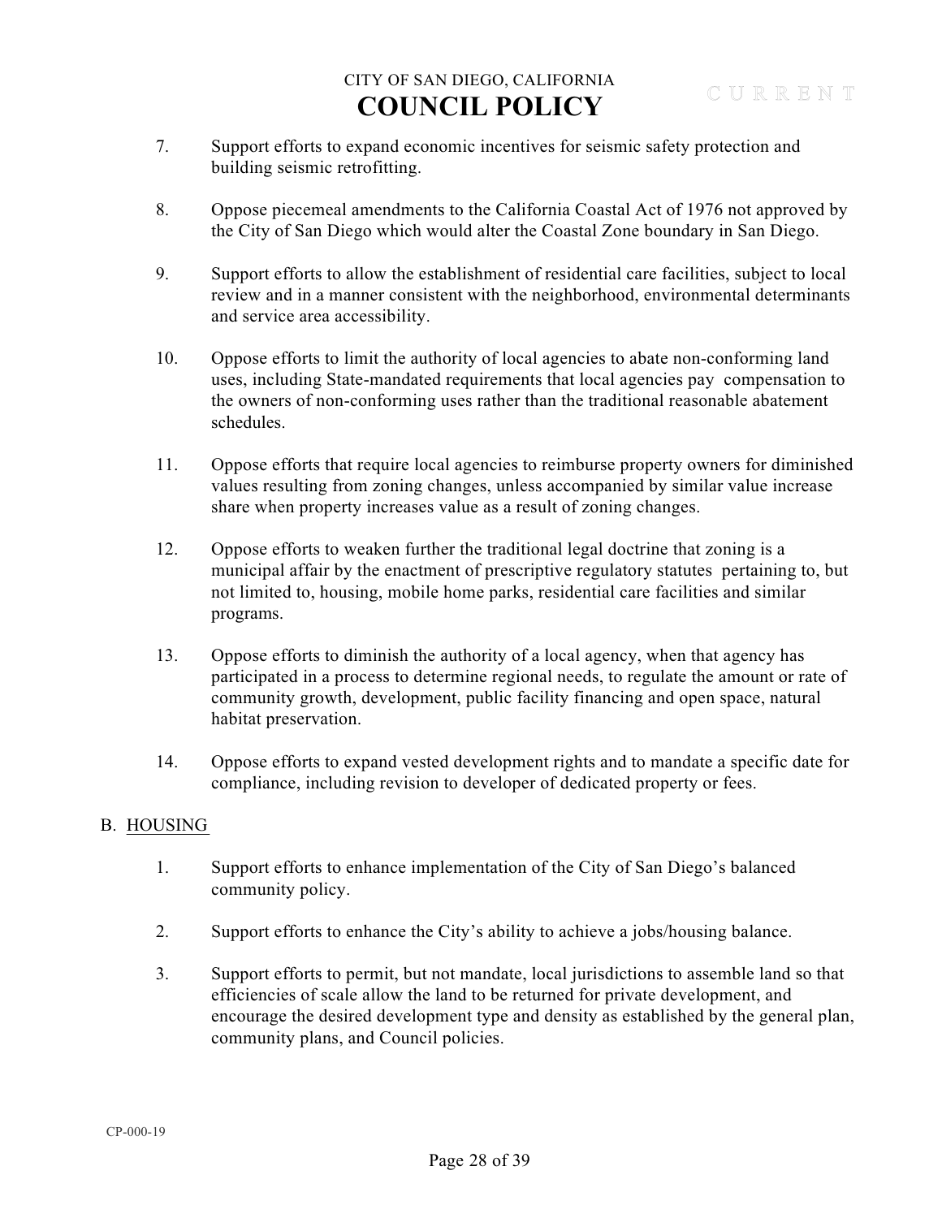7. Support efforts to expand economic incentives for seismic safety protection and building seismic retrofitting.

8. Oppose piecemeal amendments to the California Coastal Act of 1976 not approved by the City of San Diego which would alter the Coastal Zone boundary in San Diego.

9. Support efforts to allow the establishment of residential care facilities, subject to local review and in a manner consistent with the neighborhood, environmental determinants and service area accessibility.

10. Oppose efforts to limit the authority of local agencies to abate non-conforming land uses, including State-mandated requirements that local agencies pay compensation to the owners of non-conforming uses rather than the traditional reasonable abatement schedules.

11. Oppose efforts that require local agencies to reimburse property owners for diminished values resulting from zoning changes, unless accompanied by similar value increase share when property increases value as a result of zoning changes.

12. Oppose efforts to weaken further the traditional legal doctrine that zoning is a municipal affair by the enactment of prescriptive regulatory statutes pertaining to, but not limited to, housing, mobile home parks, residential care facilities and similar programs.

13. Oppose efforts to diminish the authority of a local agency, when that agency has participated in a process to determine regional needs, to regulate the amount or rate of community growth, development, public facility financing and open space, natural habitat preservation.

14. Oppose efforts to expand vested development rights and to mandate a specific date for compliance, including revision to developer of dedicated property or fees.

B. HOUSING

1. Support efforts to enhance implementation of the City of San Diego's balanced community policy.

2. Support efforts to enhance the City's ability to achieve a jobs/housing balance.

3. Support efforts to permit, but not mandate, local jurisdictions to assemble land so that efficiencies of scale allow the land to be returned for private development, and encourage the desired development type and density as established by the general plan, community plans, and Council policies.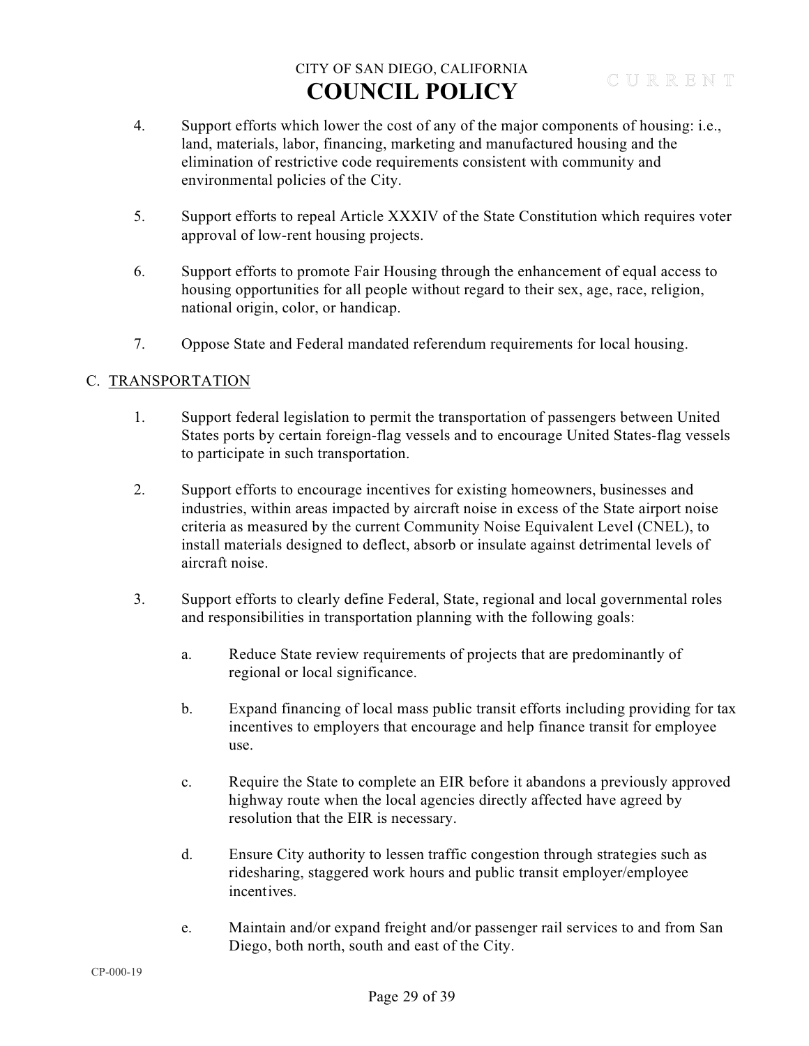4. Support efforts which lower the cost of any of the major components of housing: i.e., land, materials, labor, financing, marketing and manufactured housing and the elimination of restrictive code requirements consistent with community and environmental policies of the City.

5. Support efforts to repeal Article XXXIV of the State Constitution which requires voter approval of low-rent housing projects.

6. Support efforts to promote Fair Housing through the enhancement of equal access to housing opportunities for all people without regard to their sex, age, race, religion, national origin, color, or handicap.

7. Oppose State and Federal mandated referendum requirements for local housing.

## C. TRANSPORTATION

1. Support federal legislation to permit the transportation of passengers between United States ports by certain foreign-flag vessels and to encourage United States-flag vessels to participate in such transportation.

2. Support efforts to encourage incentives for existing homeowners, businesses and industries, within areas impacted by aircraft noise in excess of the State airport noise criteria as measured by the current Community Noise Equivalent Level (CNEL), to install materials designed to deflect, absorb or insulate against detrimental levels of aircraft noise.

3. Support efforts to clearly define Federal, State, regional and local governmental roles and responsibilities in transportation planning with the following goals:

   a. Reduce State review requirements of projects that are predominantly of regional or local significance.

   b. Expand financing of local mass public transit efforts including providing for tax incentives to employers that encourage and help finance transit for employee use.

   c. Require the State to complete an EIR before it abandons a previously approved highway route when the local agencies directly affected have agreed by resolution that the EIR is necessary.

   d. Ensure City authority to lessen traffic congestion through strategies such as ridesharing, staggered work hours and public transit employer/employee incentives.

   e. Maintain and/or expand freight and/or passenger rail services to and from San Diego, both north, south and east of the City.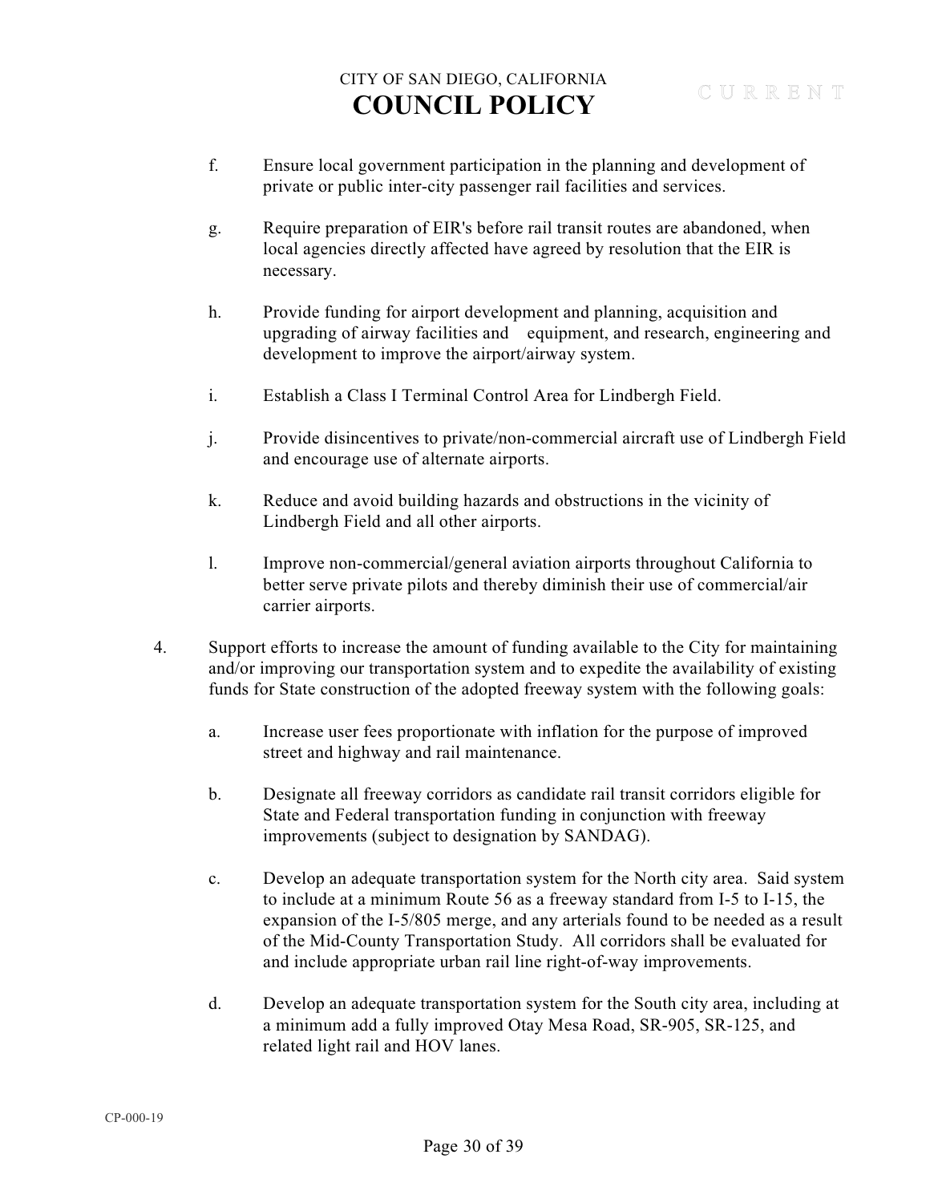f. Ensure local government participation in the planning and development of private or public inter-city passenger rail facilities and services.

g. Require preparation of EIR's before rail transit routes are abandoned, when local agencies directly affected have agreed by resolution that the EIR is necessary.

h. Provide funding for airport development and planning, acquisition and upgrading of airway facilities and equipment, and research, engineering and development to improve the airport/airway system.

i. Establish a Class I Terminal Control Area for Lindbergh Field.

j. Provide disincentives to private/non-commercial aircraft use of Lindbergh Field and encourage use of alternate airports.

k. Reduce and avoid building hazards and obstructions in the vicinity of Lindbergh Field and all other airports.

l. Improve non-commercial/general aviation airports throughout California to better serve private pilots and thereby diminish their use of commercial/air carrier airports.

4. Support efforts to increase the amount of funding available to the City for maintaining and/or improving our transportation system and to expedite the availability of existing funds for State construction of the adopted freeway system with the following goals:

   a. Increase user fees proportionate with inflation for the purpose of improved street and highway and rail maintenance.

   b. Designate all freeway corridors as candidate rail transit corridors eligible for State and Federal transportation funding in conjunction with freeway improvements (subject to designation by SANDAG).

   c. Develop an adequate transportation system for the North city area. Said system to include at a minimum Route 56 as a freeway standard from I-5 to I-15, the expansion of the I-5/805 merge, and any arterials found to be needed as a result of the Mid-County Transportation Study. All corridors shall be evaluated for and include appropriate urban rail line right-of-way improvements.

   d. Develop an adequate transportation system for the South city area, including at a minimum add a fully improved Otay Mesa Road, SR-905, SR-125, and related light rail and HOV lanes.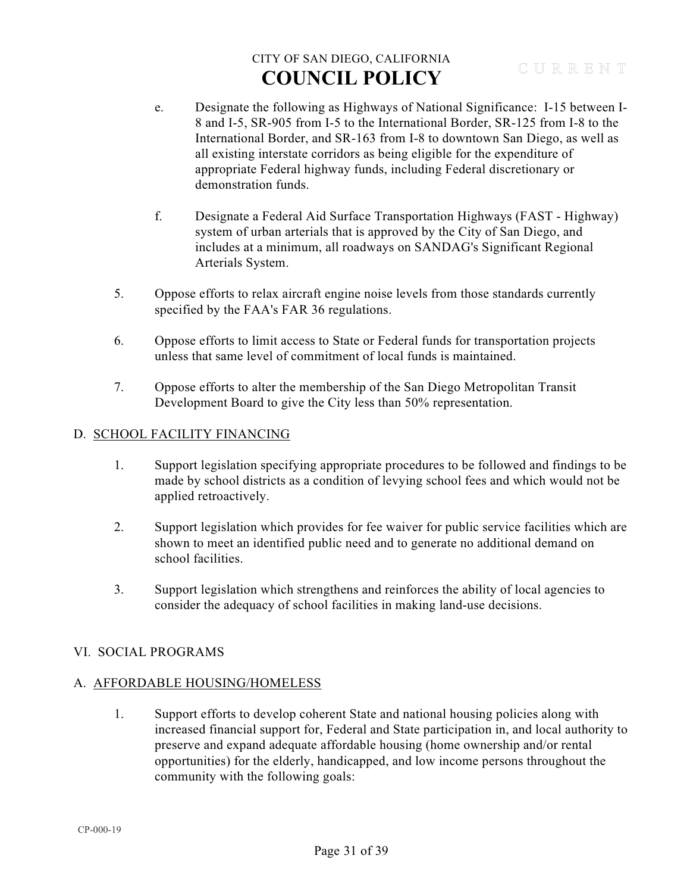e. Designate the following as Highways of National Significance: I-15 between I-8 and I-5, SR-905 from I-5 to the International Border, SR-125 from I-8 to the International Border, and SR-163 from I-8 to downtown San Diego, as well as all existing interstate corridors as being eligible for the expenditure of appropriate Federal highway funds, including Federal discretionary or demonstration funds.

f. Designate a Federal Aid Surface Transportation Highways (FAST - Highway) system of urban arterials that is approved by the City of San Diego, and includes at a minimum, all roadways on SANDAG's Significant Regional Arterials System.

5. Oppose efforts to relax aircraft engine noise levels from those standards currently specified by the FAA's FAR 36 regulations.

6. Oppose efforts to limit access to State or Federal funds for transportation projects unless that same level of commitment of local funds is maintained.

7. Oppose efforts to alter the membership of the San Diego Metropolitan Transit Development Board to give the City less than 50% representation.

D. SCHOOL FACILITY FINANCING

1. Support legislation specifying appropriate procedures to be followed and findings to be made by school districts as a condition of levying school fees and which would not be applied retroactively.

2. Support legislation which provides for fee waiver for public service facilities which are shown to meet an identified public need and to generate no additional demand on school facilities.

3. Support legislation which strengthens and reinforces the ability of local agencies to consider the adequacy of school facilities in making land-use decisions.

## VI. SOCIAL PROGRAMS

A. AFFORDABLE HOUSING/HOMELESS

1. Support efforts to develop coherent State and national housing policies along with increased financial support for, Federal and State participation in, and local authority to preserve and expand adequate affordable housing (home ownership and/or rental opportunities) for the elderly, handicapped, and low income persons throughout the community with the following goals: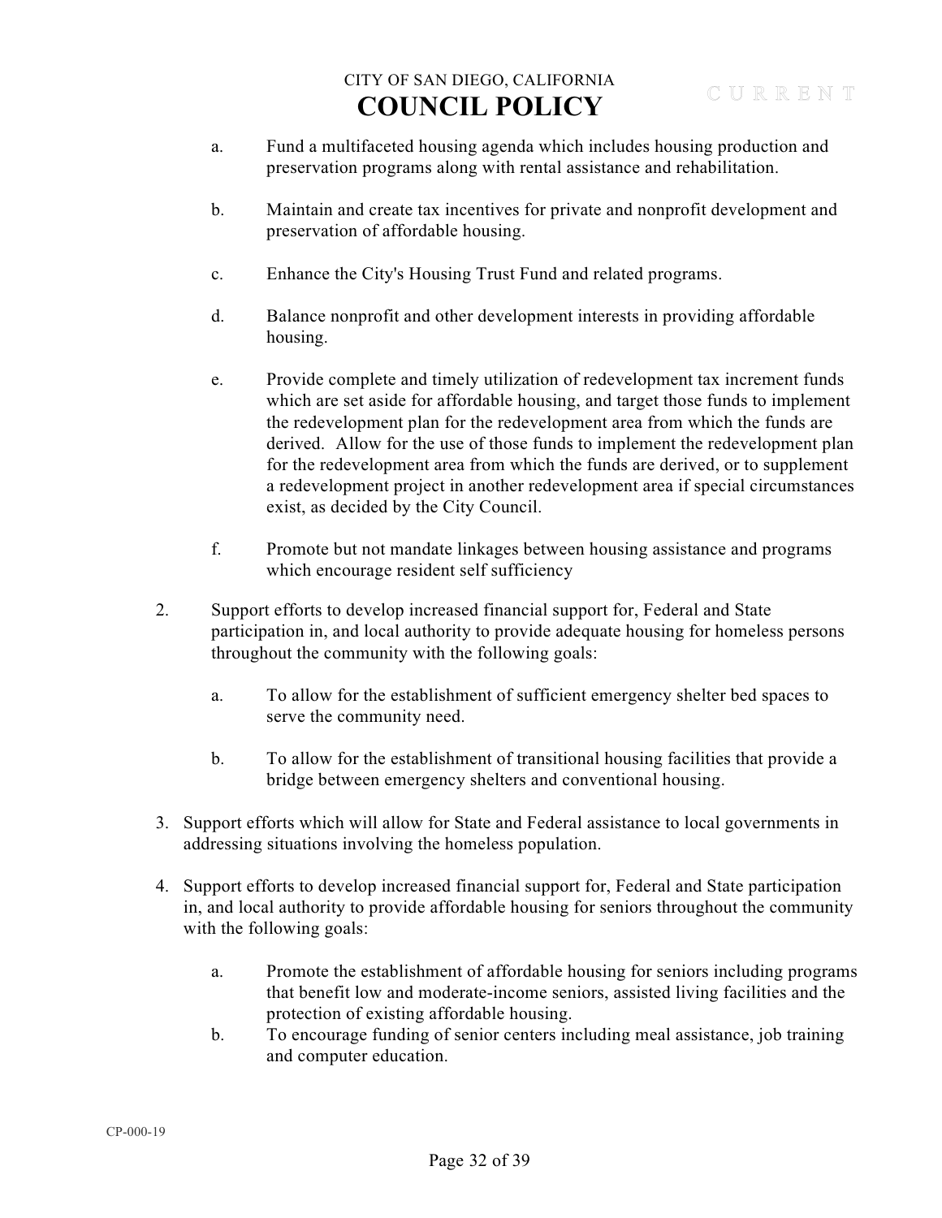a. Fund a multifaceted housing agenda which includes housing production and preservation programs along with rental assistance and rehabilitation.

b. Maintain and create tax incentives for private and nonprofit development and preservation of affordable housing.

c. Enhance the City's Housing Trust Fund and related programs.

d. Balance nonprofit and other development interests in providing affordable housing.

e. Provide complete and timely utilization of redevelopment tax increment funds which are set aside for affordable housing, and target those funds to implement the redevelopment plan for the redevelopment area from which the funds are derived. Allow for the use of those funds to implement the redevelopment plan for the redevelopment area from which the funds are derived, or to supplement a redevelopment project in another redevelopment area if special circumstances exist, as decided by the City Council.

f. Promote but not mandate linkages between housing assistance and programs which encourage resident self sufficiency

2. Support efforts to develop increased financial support for, Federal and State participation in, and local authority to provide adequate housing for homeless persons throughout the community with the following goals:

   a. To allow for the establishment of sufficient emergency shelter bed spaces to serve the community need.

   b. To allow for the establishment of transitional housing facilities that provide a bridge between emergency shelters and conventional housing.

3. Support efforts which will allow for State and Federal assistance to local governments in addressing situations involving the homeless population.

4. Support efforts to develop increased financial support for, Federal and State participation in, and local authority to provide affordable housing for seniors throughout the community with the following goals:

   a. Promote the establishment of affordable housing for seniors including programs that benefit low and moderate-income seniors, assisted living facilities and the protection of existing affordable housing.

   b. To encourage funding of senior centers including meal assistance, job training and computer education.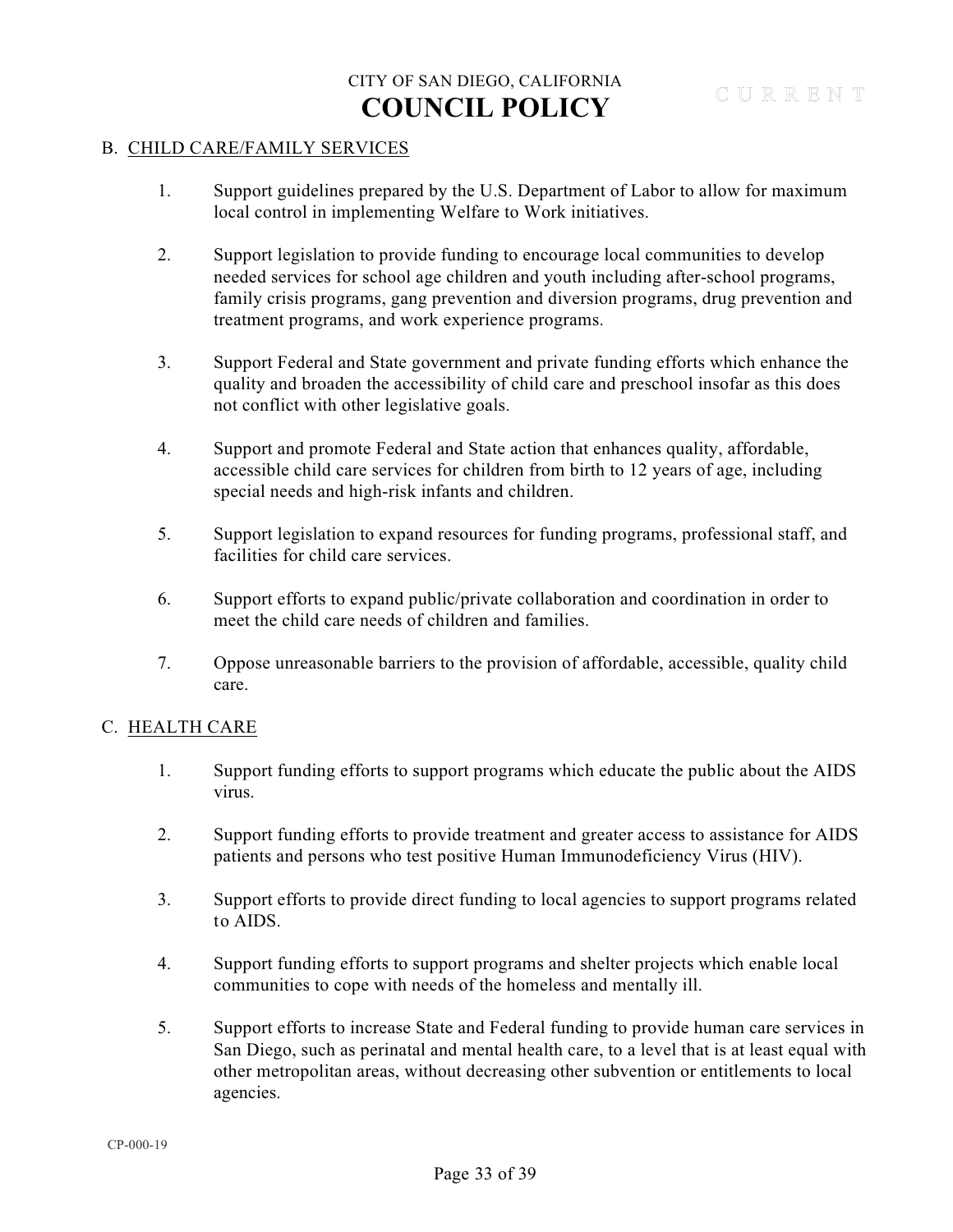## B. CHILD CARE/FAMILY SERVICES

1. Support guidelines prepared by the U.S. Department of Labor to allow for maximum local control in implementing Welfare to Work initiatives.

2. Support legislation to provide funding to encourage local communities to develop needed services for school age children and youth including after-school programs, family crisis programs, gang prevention and diversion programs, drug prevention and treatment programs, and work experience programs.

3. Support Federal and State government and private funding efforts which enhance the quality and broaden the accessibility of child care and preschool insofar as this does not conflict with other legislative goals.

4. Support and promote Federal and State action that enhances quality, affordable, accessible child care services for children from birth to 12 years of age, including special needs and high-risk infants and children.

5. Support legislation to expand resources for funding programs, professional staff, and facilities for child care services.

6. Support efforts to expand public/private collaboration and coordination in order to meet the child care needs of children and families.

7. Oppose unreasonable barriers to the provision of affordable, accessible, quality child care.

## C. HEALTH CARE

1. Support funding efforts to support programs which educate the public about the AIDS virus.

2. Support funding efforts to provide treatment and greater access to assistance for AIDS patients and persons who test positive Human Immunodeficiency Virus (HIV).

3. Support efforts to provide direct funding to local agencies to support programs related to AIDS.

4. Support funding efforts to support programs and shelter projects which enable local communities to cope with needs of the homeless and mentally ill.

5. Support efforts to increase State and Federal funding to provide human care services in San Diego, such as perinatal and mental health care, to a level that is at least equal with other metropolitan areas, without decreasing other subvention or entitlements to local agencies.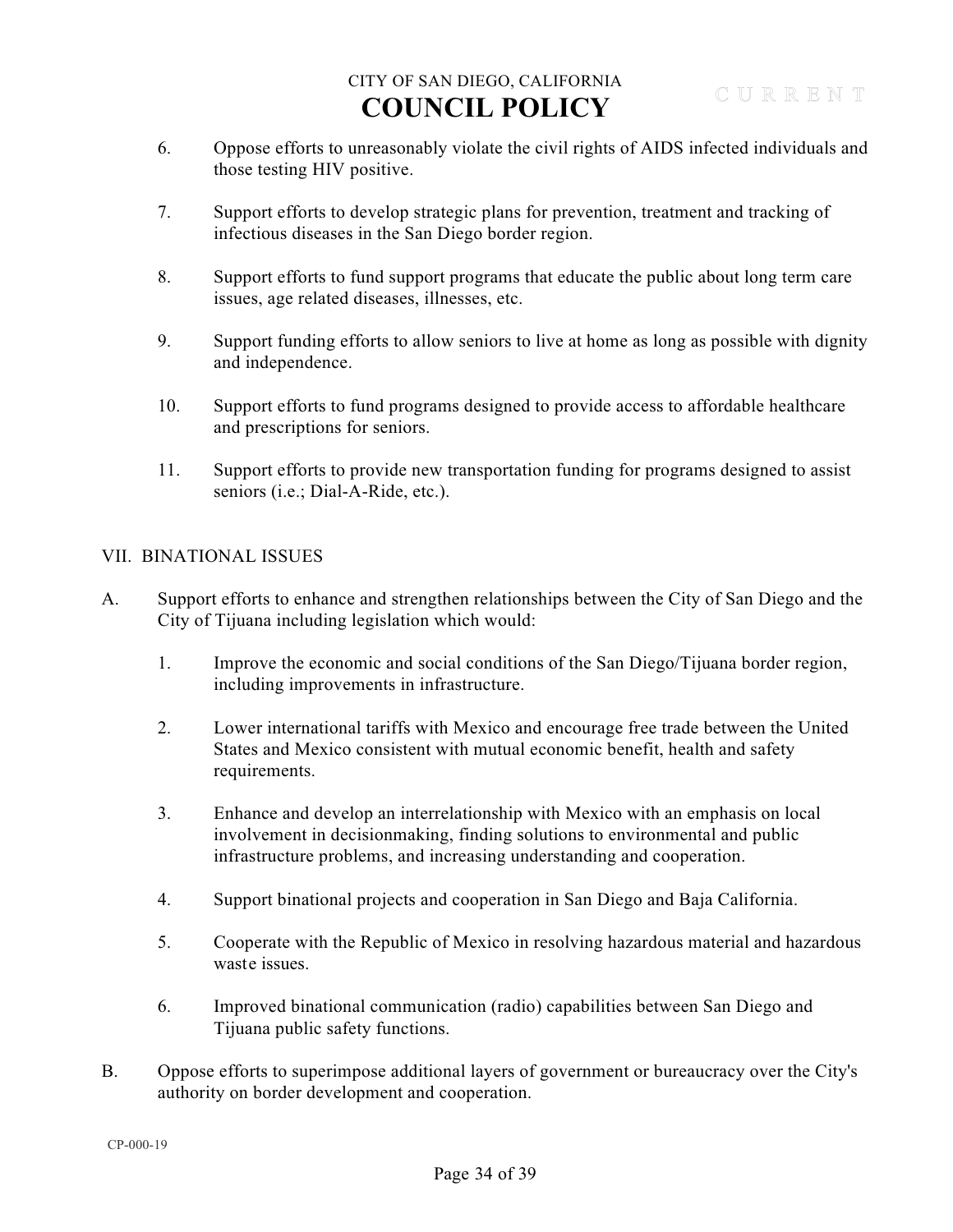6. Oppose efforts to unreasonably violate the civil rights of AIDS infected individuals and those testing HIV positive.

7. Support efforts to develop strategic plans for prevention, treatment and tracking of infectious diseases in the San Diego border region.

8. Support efforts to fund support programs that educate the public about long term care issues, age related diseases, illnesses, etc.

9. Support funding efforts to allow seniors to live at home as long as possible with dignity and independence.

10. Support efforts to fund programs designed to provide access to affordable healthcare and prescriptions for seniors.

11. Support efforts to provide new transportation funding for programs designed to assist seniors (i.e.; Dial-A-Ride, etc.).

## VII. BINATIONAL ISSUES

A. Support efforts to enhance and strengthen relationships between the City of San Diego and the City of Tijuana including legislation which would:

   1. Improve the economic and social conditions of the San Diego/Tijuana border region, including improvements in infrastructure.

   2. Lower international tariffs with Mexico and encourage free trade between the United States and Mexico consistent with mutual economic benefit, health and safety requirements.

   3. Enhance and develop an interrelationship with Mexico with an emphasis on local involvement in decisionmaking, finding solutions to environmental and public infrastructure problems, and increasing understanding and cooperation.

   4. Support binational projects and cooperation in San Diego and Baja California.

   5. Cooperate with the Republic of Mexico in resolving hazardous material and hazardous waste issues.

   6. Improved binational communication (radio) capabilities between San Diego and Tijuana public safety functions.

B. Oppose efforts to superimpose additional layers of government or bureaucracy over the City's authority on border development and cooperation.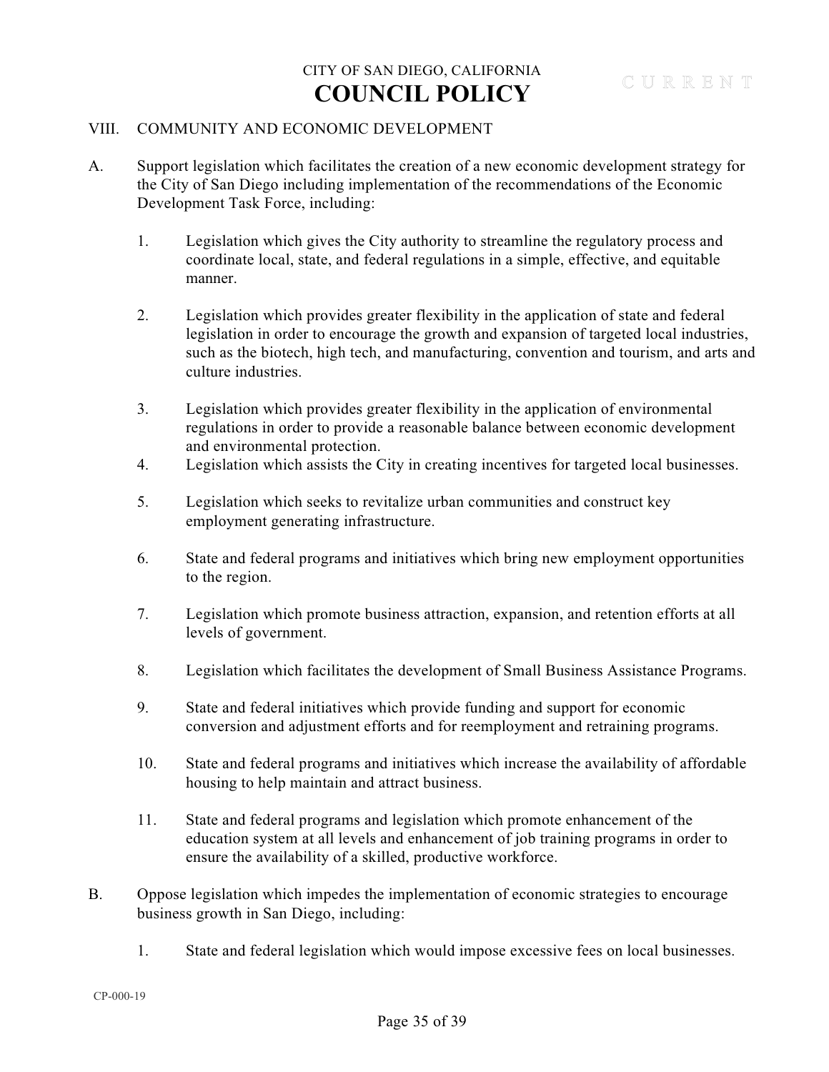## VIII. COMMUNITY AND ECONOMIC DEVELOPMENT

A. Support legislation which facilitates the creation of a new economic development strategy for the City of San Diego including implementation of the recommendations of the Economic Development Task Force, including:

1. Legislation which gives the City authority to streamline the regulatory process and coordinate local, state, and federal regulations in a simple, effective, and equitable manner.

2. Legislation which provides greater flexibility in the application of state and federal legislation in order to encourage the growth and expansion of targeted local industries, such as the biotech, high tech, and manufacturing, convention and tourism, and arts and culture industries.

3. Legislation which provides greater flexibility in the application of environmental regulations in order to provide a reasonable balance between economic development and environmental protection.

4. Legislation which assists the City in creating incentives for targeted local businesses.

5. Legislation which seeks to revitalize urban communities and construct key employment generating infrastructure.

6. State and federal programs and initiatives which bring new employment opportunities to the region.

7. Legislation which promote business attraction, expansion, and retention efforts at all levels of government.

8. Legislation which facilitates the development of Small Business Assistance Programs.

9. State and federal initiatives which provide funding and support for economic conversion and adjustment efforts and for reemployment and retraining programs.

10. State and federal programs and initiatives which increase the availability of affordable housing to help maintain and attract business.

11. State and federal programs and legislation which promote enhancement of the education system at all levels and enhancement of job training programs in order to ensure the availability of a skilled, productive workforce.

B. Oppose legislation which impedes the implementation of economic strategies to encourage business growth in San Diego, including:

1. State and federal legislation which would impose excessive fees on local businesses.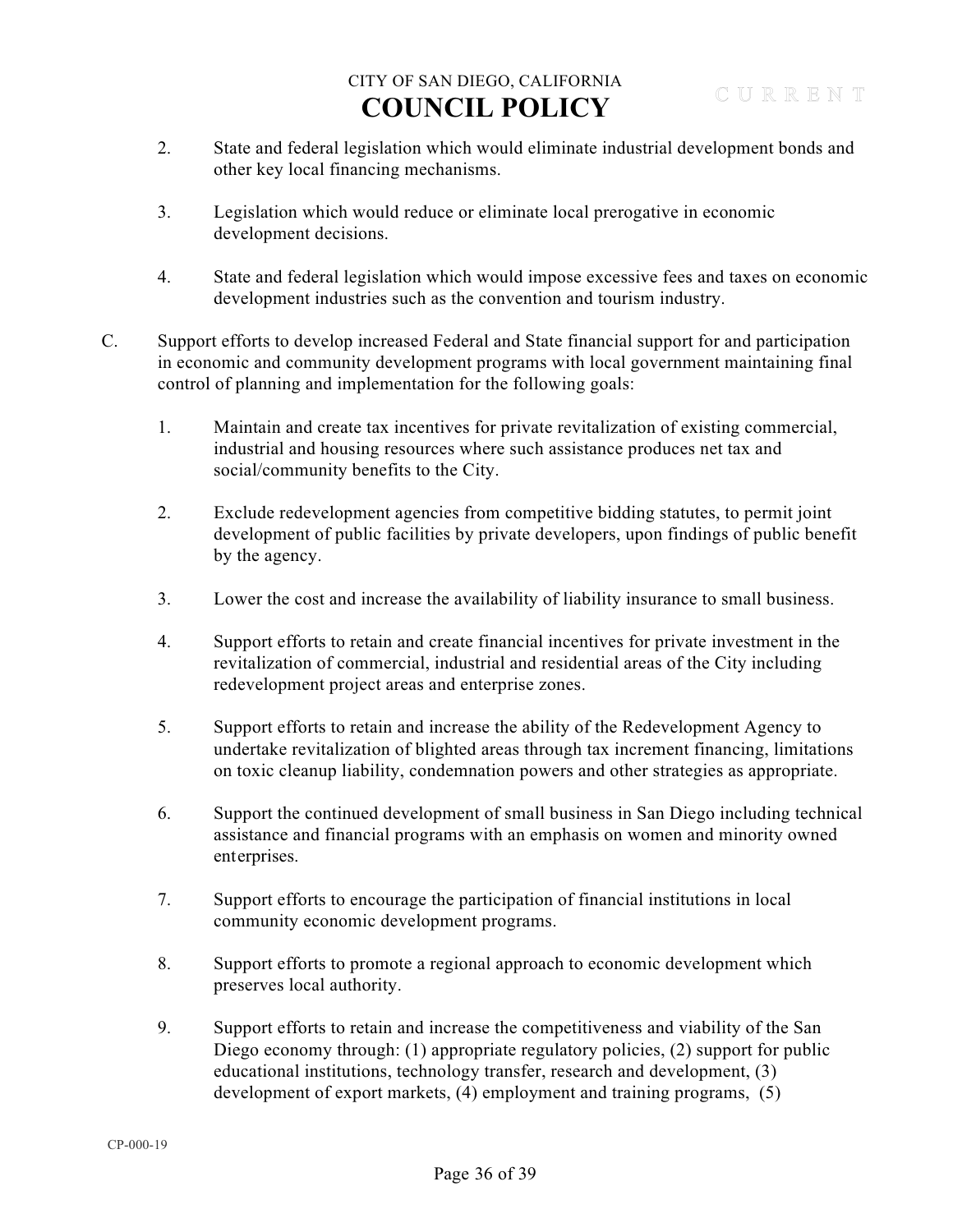2. State and federal legislation which would eliminate industrial development bonds and other key local financing mechanisms.

3. Legislation which would reduce or eliminate local prerogative in economic development decisions.

4. State and federal legislation which would impose excessive fees and taxes on economic development industries such as the convention and tourism industry.

C. Support efforts to develop increased Federal and State financial support for and participation in economic and community development programs with local government maintaining final control of planning and implementation for the following goals:

1. Maintain and create tax incentives for private revitalization of existing commercial, industrial and housing resources where such assistance produces net tax and social/community benefits to the City.

2. Exclude redevelopment agencies from competitive bidding statutes, to permit joint development of public facilities by private developers, upon findings of public benefit by the agency.

3. Lower the cost and increase the availability of liability insurance to small business.

4. Support efforts to retain and create financial incentives for private investment in the revitalization of commercial, industrial and residential areas of the City including redevelopment project areas and enterprise zones.

5. Support efforts to retain and increase the ability of the Redevelopment Agency to undertake revitalization of blighted areas through tax increment financing, limitations on toxic cleanup liability, condemnation powers and other strategies as appropriate.

6. Support the continued development of small business in San Diego including technical assistance and financial programs with an emphasis on women and minority owned enterprises.

7. Support efforts to encourage the participation of financial institutions in local community economic development programs.

8. Support efforts to promote a regional approach to economic development which preserves local authority.

9. Support efforts to retain and increase the competitiveness and viability of the San Diego economy through: (1) appropriate regulatory policies, (2) support for public educational institutions, technology transfer, research and development, (3) development of export markets, (4) employment and training programs, (5)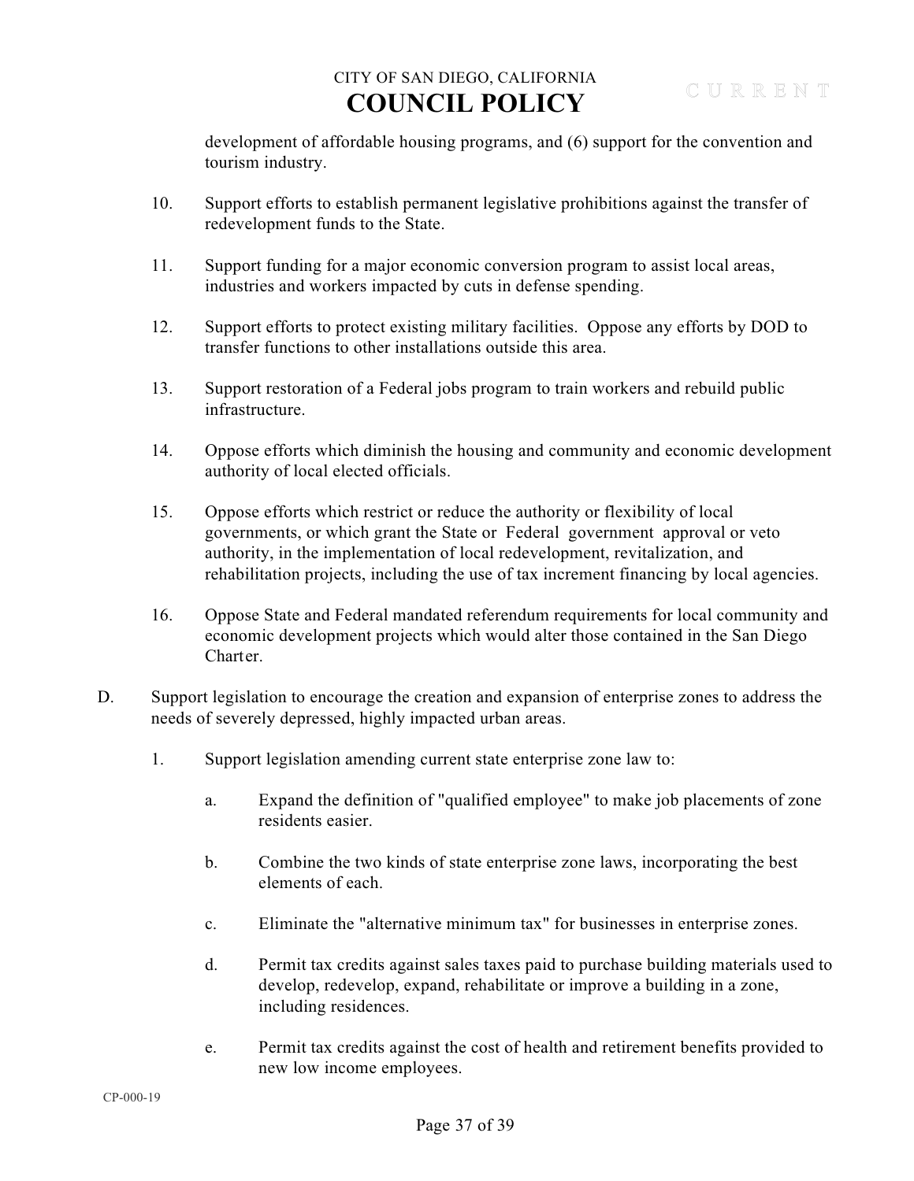development of affordable housing programs, and (6) support for the convention and tourism industry.

10. Support efforts to establish permanent legislative prohibitions against the transfer of redevelopment funds to the State.

11. Support funding for a major economic conversion program to assist local areas, industries and workers impacted by cuts in defense spending.

12. Support efforts to protect existing military facilities. Oppose any efforts by DOD to transfer functions to other installations outside this area.

13. Support restoration of a Federal jobs program to train workers and rebuild public infrastructure.

14. Oppose efforts which diminish the housing and community and economic development authority of local elected officials.

15. Oppose efforts which restrict or reduce the authority or flexibility of local governments, or which grant the State or Federal government approval or veto authority, in the implementation of local redevelopment, revitalization, and rehabilitation projects, including the use of tax increment financing by local agencies.

16. Oppose State and Federal mandated referendum requirements for local community and economic development projects which would alter those contained in the San Diego Charter.

D. Support legislation to encourage the creation and expansion of enterprise zones to address the needs of severely depressed, highly impacted urban areas.

   1. Support legislation amending current state enterprise zone law to:

      a. Expand the definition of "qualified employee" to make job placements of zone residents easier.

      b. Combine the two kinds of state enterprise zone laws, incorporating the best elements of each.

      c. Eliminate the "alternative minimum tax" for businesses in enterprise zones.

      d. Permit tax credits against sales taxes paid to purchase building materials used to develop, redevelop, expand, rehabilitate or improve a building in a zone, including residences.

      e. Permit tax credits against the cost of health and retirement benefits provided to new low income employees.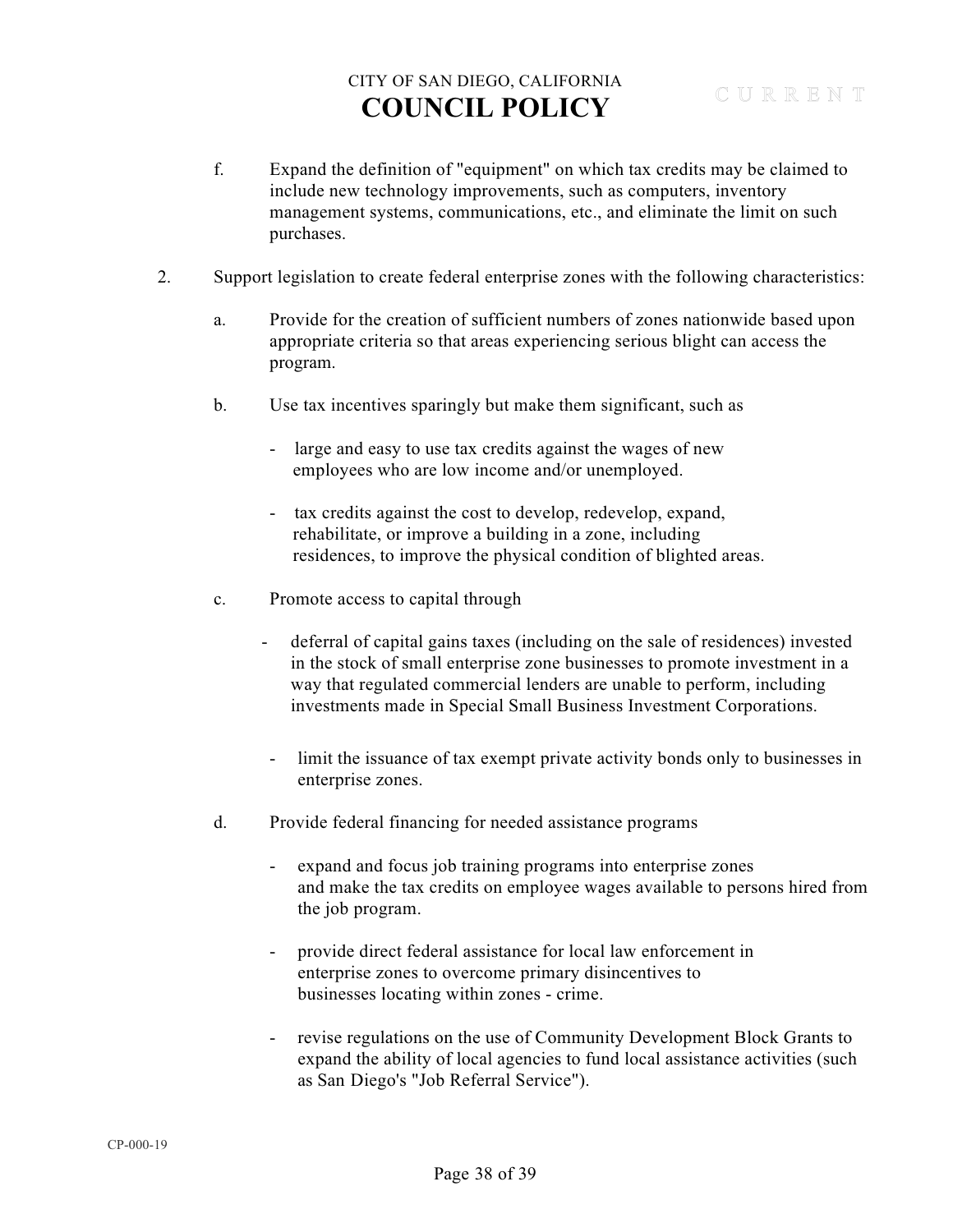f. Expand the definition of "equipment" on which tax credits may be claimed to include new technology improvements, such as computers, inventory management systems, communications, etc., and eliminate the limit on such purchases.

2. Support legislation to create federal enterprise zones with the following characteristics:

   a. Provide for the creation of sufficient numbers of zones nationwide based upon appropriate criteria so that areas experiencing serious blight can access the program.

   b. Use tax incentives sparingly but make them significant, such as

      - large and easy to use tax credits against the wages of new employees who are low income and/or unemployed.

      - tax credits against the cost to develop, redevelop, expand, rehabilitate, or improve a building in a zone, including residences, to improve the physical condition of blighted areas.

   c. Promote access to capital through

      - deferral of capital gains taxes (including on the sale of residences) invested in the stock of small enterprise zone businesses to promote investment in a way that regulated commercial lenders are unable to perform, including investments made in Special Small Business Investment Corporations.

      - limit the issuance of tax exempt private activity bonds only to businesses in enterprise zones.

   d. Provide federal financing for needed assistance programs

      - expand and focus job training programs into enterprise zones and make the tax credits on employee wages available to persons hired from the job program.

      - provide direct federal assistance for local law enforcement in enterprise zones to overcome primary disincentives to businesses locating within zones - crime.

      - revise regulations on the use of Community Development Block Grants to expand the ability of local agencies to fund local assistance activities (such as San Diego's "Job Referral Service").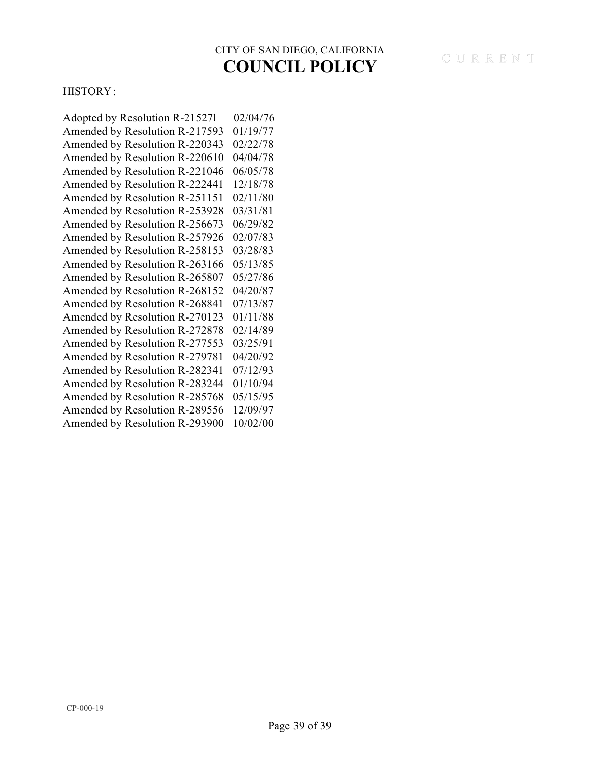HISTORY:

Adopted by Resolution R-21527l 02/04/76
Amended by Resolution R-217593 01/19/77
Amended by Resolution R-220343 02/22/78
Amended by Resolution R-220610 04/04/78
Amended by Resolution R-221046 06/05/78
Amended by Resolution R-222441 12/18/78
Amended by Resolution R-251151 02/11/80
Amended by Resolution R-253928 03/31/81
Amended by Resolution R-256673 06/29/82
Amended by Resolution R-257926 02/07/83
Amended by Resolution R-258153 03/28/83
Amended by Resolution R-263166 05/13/85
Amended by Resolution R-265807 05/27/86
Amended by Resolution R-268152 04/20/87
Amended by Resolution R-268841 07/13/87
Amended by Resolution R-270123 01/11/88
Amended by Resolution R-272878 02/14/89
Amended by Resolution R-277553 03/25/91
Amended by Resolution R-279781 04/20/92
Amended by Resolution R-282341 07/12/93
Amended by Resolution R-283244 01/10/94
Amended by Resolution R-285768 05/15/95
Amended by Resolution R-289556 12/09/97
Amended by Resolution R-293900 10/02/00